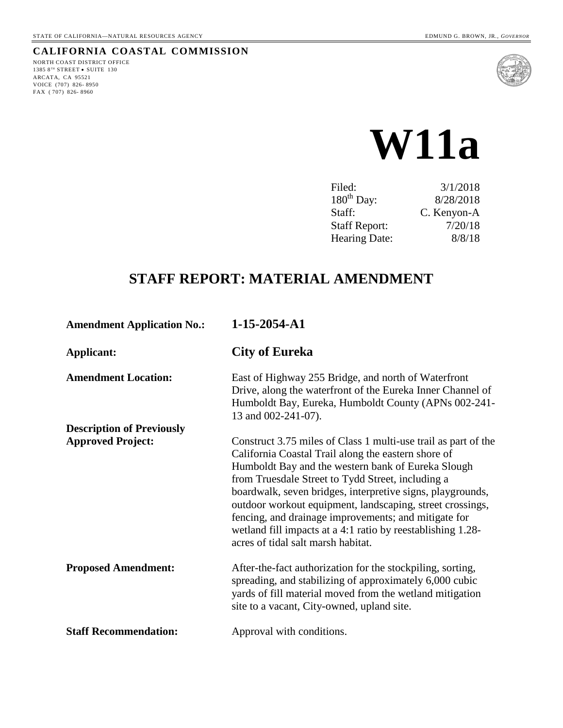STATE OF CALIFORNIA—NATURAL RESOURCES AGENCY EDMUND G. BROWN, JR., *GOVERNOR*

**CALIFORNIA COASTAL COMMISSION**

NORTH COAST DISTRICT OFFICE
1385 8TH STREET • SUITE 130
ARCATA, CA 95521
VOICE (707) 826-8950
FAX (707) 826-8960

# W11a

| | |
|---|---|
| Filed: | 3/1/2018 |
| 180th Day: | 8/28/2018 |
| Staff: | C. Kenyon-A |
| Staff Report: | 7/20/18 |
| Hearing Date: | 8/8/18 |

## STAFF REPORT: MATERIAL AMENDMENT

**Amendment Application No.:** **1-15-2054-A1**

**Applicant:** **City of Eureka**

**Amendment Location:** East of Highway 255 Bridge, and north of Waterfront Drive, along the waterfront of the Eureka Inner Channel of Humboldt Bay, Eureka, Humboldt County (APNs 002-241-13 and 002-241-07).

**Description of Previously Approved Project:** Construct 3.75 miles of Class 1 multi-use trail as part of the California Coastal Trail along the eastern shore of Humboldt Bay and the western bank of Eureka Slough from Truesdale Street to Tydd Street, including a boardwalk, seven bridges, interpretive signs, playgrounds, outdoor workout equipment, landscaping, street crossings, fencing, and drainage improvements; and mitigate for wetland fill impacts at a 4:1 ratio by reestablishing 1.28-acres of tidal salt marsh habitat.

**Proposed Amendment:** After-the-fact authorization for the stockpiling, sorting, spreading, and stabilizing of approximately 6,000 cubic yards of fill material moved from the wetland mitigation site to a vacant, City-owned, upland site.

**Staff Recommendation:** Approval with conditions.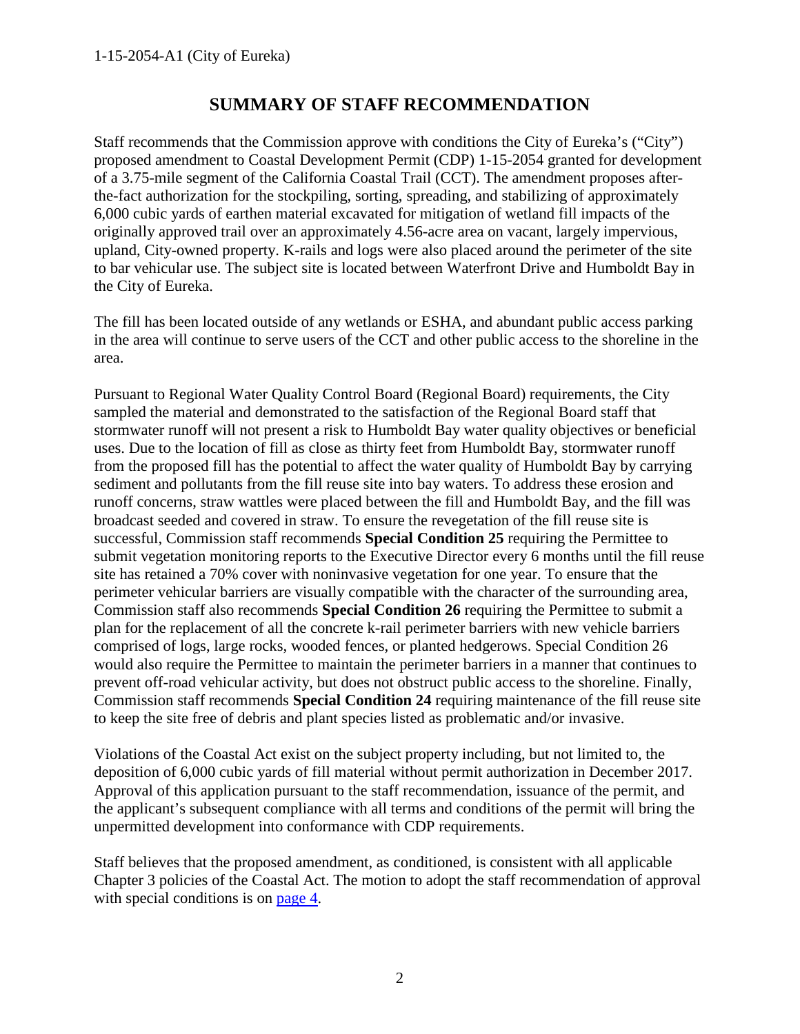## SUMMARY OF STAFF RECOMMENDATION

Staff recommends that the Commission approve with conditions the City of Eureka's ("City") proposed amendment to Coastal Development Permit (CDP) 1-15-2054 granted for development of a 3.75-mile segment of the California Coastal Trail (CCT). The amendment proposes after-the-fact authorization for the stockpiling, sorting, spreading, and stabilizing of approximately 6,000 cubic yards of earthen material excavated for mitigation of wetland fill impacts of the originally approved trail over an approximately 4.56-acre area on vacant, largely impervious, upland, City-owned property. K-rails and logs were also placed around the perimeter of the site to bar vehicular use. The subject site is located between Waterfront Drive and Humboldt Bay in the City of Eureka.

The fill has been located outside of any wetlands or ESHA, and abundant public access parking in the area will continue to serve users of the CCT and other public access to the shoreline in the area.

Pursuant to Regional Water Quality Control Board (Regional Board) requirements, the City sampled the material and demonstrated to the satisfaction of the Regional Board staff that stormwater runoff will not present a risk to Humboldt Bay water quality objectives or beneficial uses. Due to the location of fill as close as thirty feet from Humboldt Bay, stormwater runoff from the proposed fill has the potential to affect the water quality of Humboldt Bay by carrying sediment and pollutants from the fill reuse site into bay waters. To address these erosion and runoff concerns, straw wattles were placed between the fill and Humboldt Bay, and the fill was broadcast seeded and covered in straw. To ensure the revegetation of the fill reuse site is successful, Commission staff recommends **Special Condition 25** requiring the Permittee to submit vegetation monitoring reports to the Executive Director every 6 months until the fill reuse site has retained a 70% cover with noninvasive vegetation for one year. To ensure that the perimeter vehicular barriers are visually compatible with the character of the surrounding area, Commission staff also recommends **Special Condition 26** requiring the Permittee to submit a plan for the replacement of all the concrete k-rail perimeter barriers with new vehicle barriers comprised of logs, large rocks, wooded fences, or planted hedgerows. Special Condition 26 would also require the Permittee to maintain the perimeter barriers in a manner that continues to prevent off-road vehicular activity, but does not obstruct public access to the shoreline. Finally, Commission staff recommends **Special Condition 24** requiring maintenance of the fill reuse site to keep the site free of debris and plant species listed as problematic and/or invasive.

Violations of the Coastal Act exist on the subject property including, but not limited to, the deposition of 6,000 cubic yards of fill material without permit authorization in December 2017. Approval of this application pursuant to the staff recommendation, issuance of the permit, and the applicant's subsequent compliance with all terms and conditions of the permit will bring the unpermitted development into conformance with CDP requirements.

Staff believes that the proposed amendment, as conditioned, is consistent with all applicable Chapter 3 policies of the Coastal Act. The motion to adopt the staff recommendation of approval with special conditions is on page 4.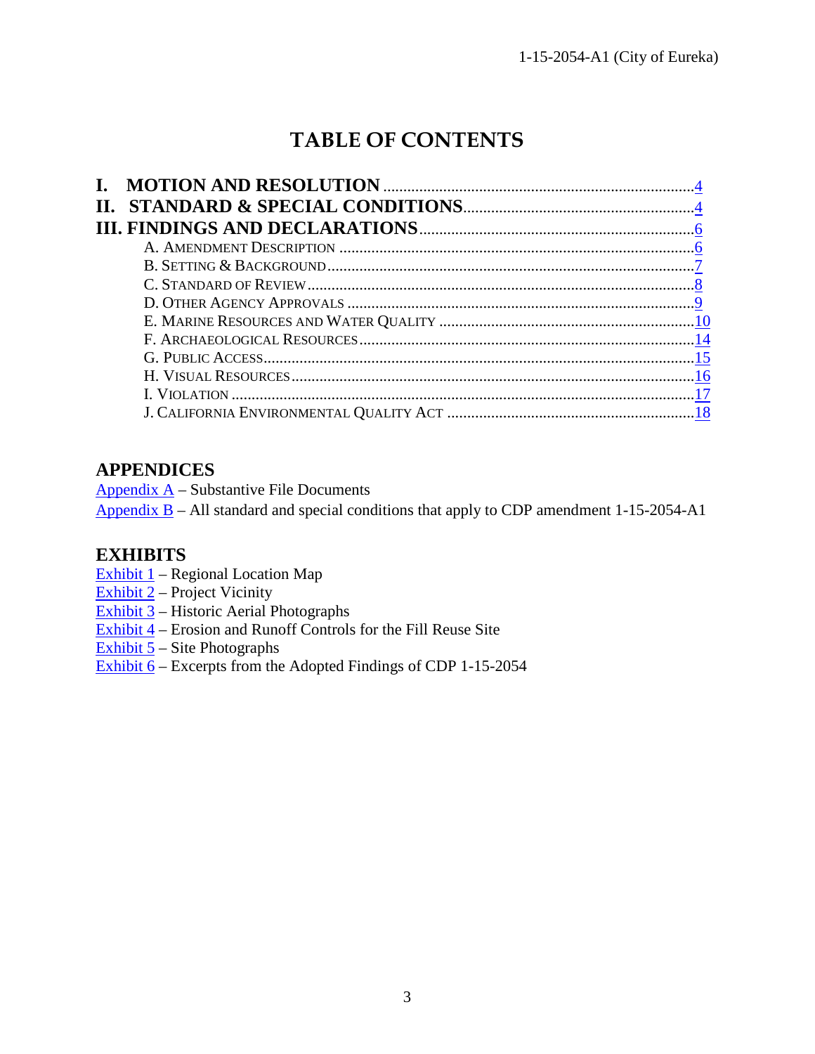# TABLE OF CONTENTS

**I. MOTION AND RESOLUTION** .......... 4
**II. STANDARD & SPECIAL CONDITIONS** .......... 4
**III. FINDINGS AND DECLARATIONS** .......... 6

- A. Amendment Description .......... 6
- B. Setting & Background .......... 7
- C. Standard of Review .......... 8
- D. Other Agency Approvals .......... 9
- E. Marine Resources and Water Quality .......... 10
- F. Archaeological Resources .......... 14
- G. Public Access .......... 15
- H. Visual Resources .......... 16
- I. Violation .......... 17
- J. California Environmental Quality Act .......... 18

## APPENDICES

Appendix A – Substantive File Documents
Appendix B – All standard and special conditions that apply to CDP amendment 1-15-2054-A1

## EXHIBITS

Exhibit 1 – Regional Location Map
Exhibit 2 – Project Vicinity
Exhibit 3 – Historic Aerial Photographs
Exhibit 4 – Erosion and Runoff Controls for the Fill Reuse Site
Exhibit 5 – Site Photographs
Exhibit 6 – Excerpts from the Adopted Findings of CDP 1-15-2054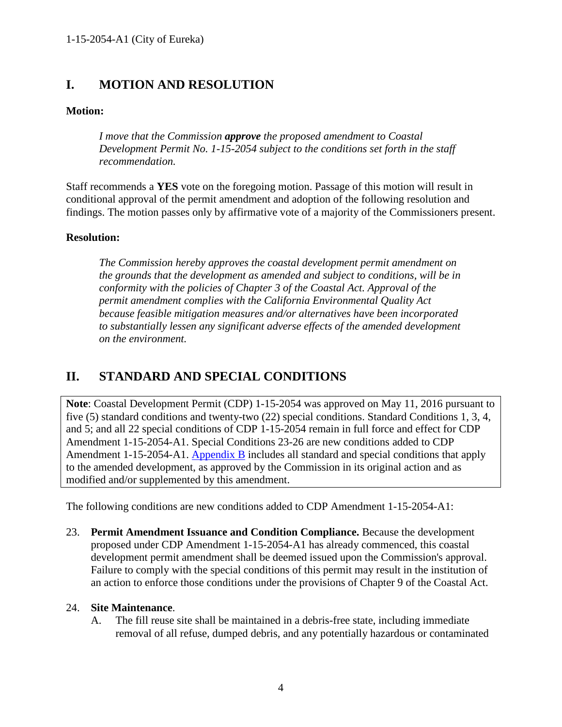## I. MOTION AND RESOLUTION

**Motion:**

> *I move that the Commission **approve** the proposed amendment to Coastal Development Permit No. 1-15-2054 subject to the conditions set forth in the staff recommendation.*

Staff recommends a **YES** vote on the foregoing motion. Passage of this motion will result in conditional approval of the permit amendment and adoption of the following resolution and findings. The motion passes only by affirmative vote of a majority of the Commissioners present.

**Resolution:**

> *The Commission hereby approves the coastal development permit amendment on the grounds that the development as amended and subject to conditions, will be in conformity with the policies of Chapter 3 of the Coastal Act. Approval of the permit amendment complies with the California Environmental Quality Act because feasible mitigation measures and/or alternatives have been incorporated to substantially lessen any significant adverse effects of the amended development on the environment.*

## II. STANDARD AND SPECIAL CONDITIONS

**Note**: Coastal Development Permit (CDP) 1-15-2054 was approved on May 11, 2016 pursuant to five (5) standard conditions and twenty-two (22) special conditions. Standard Conditions 1, 3, 4, and 5; and all 22 special conditions of CDP 1-15-2054 remain in full force and effect for CDP Amendment 1-15-2054-A1. Special Conditions 23-26 are new conditions added to CDP Amendment 1-15-2054-A1. Appendix B includes all standard and special conditions that apply to the amended development, as approved by the Commission in its original action and as modified and/or supplemented by this amendment.

The following conditions are new conditions added to CDP Amendment 1-15-2054-A1:

23. **Permit Amendment Issuance and Condition Compliance.** Because the development proposed under CDP Amendment 1-15-2054-A1 has already commenced, this coastal development permit amendment shall be deemed issued upon the Commission's approval. Failure to comply with the special conditions of this permit may result in the institution of an action to enforce those conditions under the provisions of Chapter 9 of the Coastal Act.

24. **Site Maintenance**.
    A. The fill reuse site shall be maintained in a debris-free state, including immediate removal of all refuse, dumped debris, and any potentially hazardous or contaminated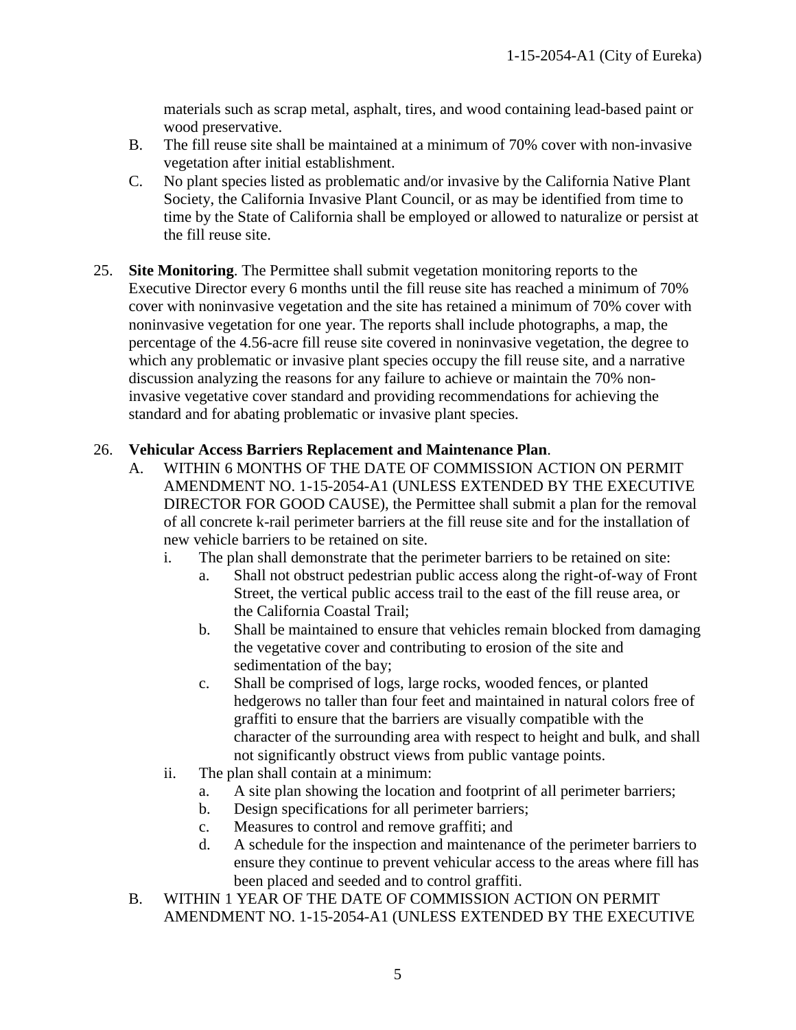materials such as scrap metal, asphalt, tires, and wood containing lead-based paint or wood preservative.

B. The fill reuse site shall be maintained at a minimum of 70% cover with non-invasive vegetation after initial establishment.

C. No plant species listed as problematic and/or invasive by the California Native Plant Society, the California Invasive Plant Council, or as may be identified from time to time by the State of California shall be employed or allowed to naturalize or persist at the fill reuse site.

25. **Site Monitoring**. The Permittee shall submit vegetation monitoring reports to the Executive Director every 6 months until the fill reuse site has reached a minimum of 70% cover with noninvasive vegetation and the site has retained a minimum of 70% cover with noninvasive vegetation for one year. The reports shall include photographs, a map, the percentage of the 4.56-acre fill reuse site covered in noninvasive vegetation, the degree to which any problematic or invasive plant species occupy the fill reuse site, and a narrative discussion analyzing the reasons for any failure to achieve or maintain the 70% non-invasive vegetative cover standard and providing recommendations for achieving the standard and for abating problematic or invasive plant species.

26. **Vehicular Access Barriers Replacement and Maintenance Plan**.

    A. WITHIN 6 MONTHS OF THE DATE OF COMMISSION ACTION ON PERMIT AMENDMENT NO. 1-15-2054-A1 (UNLESS EXTENDED BY THE EXECUTIVE DIRECTOR FOR GOOD CAUSE), the Permittee shall submit a plan for the removal of all concrete k-rail perimeter barriers at the fill reuse site and for the installation of new vehicle barriers to be retained on site.

    i. The plan shall demonstrate that the perimeter barriers to be retained on site:

    a. Shall not obstruct pedestrian public access along the right-of-way of Front Street, the vertical public access trail to the east of the fill reuse area, or the California Coastal Trail;

    b. Shall be maintained to ensure that vehicles remain blocked from damaging the vegetative cover and contributing to erosion of the site and sedimentation of the bay;

    c. Shall be comprised of logs, large rocks, wooded fences, or planted hedgerows no taller than four feet and maintained in natural colors free of graffiti to ensure that the barriers are visually compatible with the character of the surrounding area with respect to height and bulk, and shall not significantly obstruct views from public vantage points.

    ii. The plan shall contain at a minimum:

    a. A site plan showing the location and footprint of all perimeter barriers;

    b. Design specifications for all perimeter barriers;

    c. Measures to control and remove graffiti; and

    d. A schedule for the inspection and maintenance of the perimeter barriers to ensure they continue to prevent vehicular access to the areas where fill has been placed and seeded and to control graffiti.

    B. WITHIN 1 YEAR OF THE DATE OF COMMISSION ACTION ON PERMIT AMENDMENT NO. 1-15-2054-A1 (UNLESS EXTENDED BY THE EXECUTIVE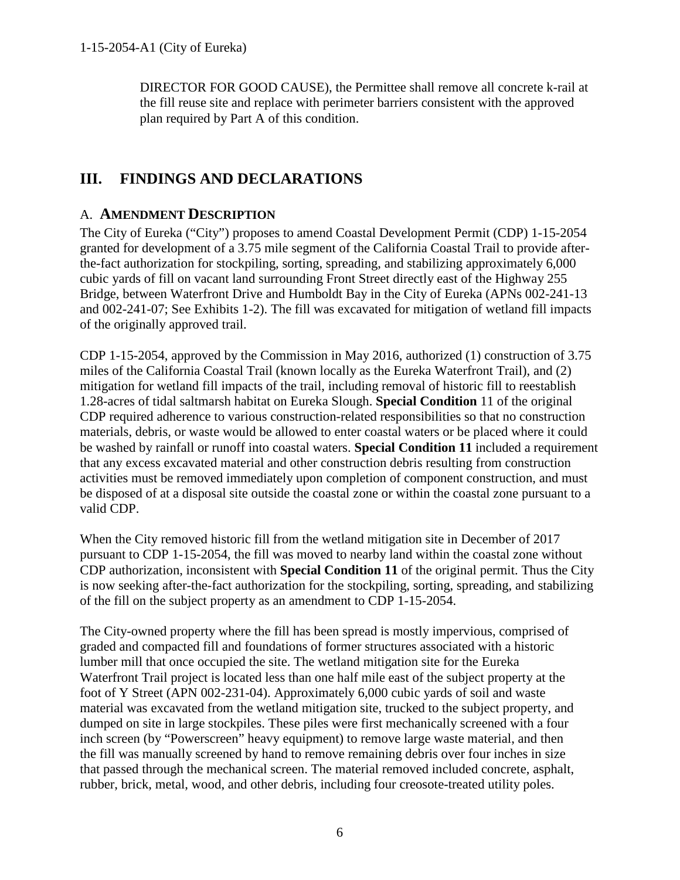DIRECTOR FOR GOOD CAUSE), the Permittee shall remove all concrete k-rail at the fill reuse site and replace with perimeter barriers consistent with the approved plan required by Part A of this condition.

## III. FINDINGS AND DECLARATIONS

### A. AMENDMENT DESCRIPTION

The City of Eureka ("City") proposes to amend Coastal Development Permit (CDP) 1-15-2054 granted for development of a 3.75 mile segment of the California Coastal Trail to provide after-the-fact authorization for stockpiling, sorting, spreading, and stabilizing approximately 6,000 cubic yards of fill on vacant land surrounding Front Street directly east of the Highway 255 Bridge, between Waterfront Drive and Humboldt Bay in the City of Eureka (APNs 002-241-13 and 002-241-07; See Exhibits 1-2). The fill was excavated for mitigation of wetland fill impacts of the originally approved trail.

CDP 1-15-2054, approved by the Commission in May 2016, authorized (1) construction of 3.75 miles of the California Coastal Trail (known locally as the Eureka Waterfront Trail), and (2) mitigation for wetland fill impacts of the trail, including removal of historic fill to reestablish 1.28-acres of tidal saltmarsh habitat on Eureka Slough. **Special Condition** 11 of the original CDP required adherence to various construction-related responsibilities so that no construction materials, debris, or waste would be allowed to enter coastal waters or be placed where it could be washed by rainfall or runoff into coastal waters. **Special Condition 11** included a requirement that any excess excavated material and other construction debris resulting from construction activities must be removed immediately upon completion of component construction, and must be disposed of at a disposal site outside the coastal zone or within the coastal zone pursuant to a valid CDP.

When the City removed historic fill from the wetland mitigation site in December of 2017 pursuant to CDP 1-15-2054, the fill was moved to nearby land within the coastal zone without CDP authorization, inconsistent with **Special Condition 11** of the original permit. Thus the City is now seeking after-the-fact authorization for the stockpiling, sorting, spreading, and stabilizing of the fill on the subject property as an amendment to CDP 1-15-2054.

The City-owned property where the fill has been spread is mostly impervious, comprised of graded and compacted fill and foundations of former structures associated with a historic lumber mill that once occupied the site. The wetland mitigation site for the Eureka Waterfront Trail project is located less than one half mile east of the subject property at the foot of Y Street (APN 002-231-04). Approximately 6,000 cubic yards of soil and waste material was excavated from the wetland mitigation site, trucked to the subject property, and dumped on site in large stockpiles. These piles were first mechanically screened with a four inch screen (by "Powerscreen" heavy equipment) to remove large waste material, and then the fill was manually screened by hand to remove remaining debris over four inches in size that passed through the mechanical screen. The material removed included concrete, asphalt, rubber, brick, metal, wood, and other debris, including four creosote-treated utility poles.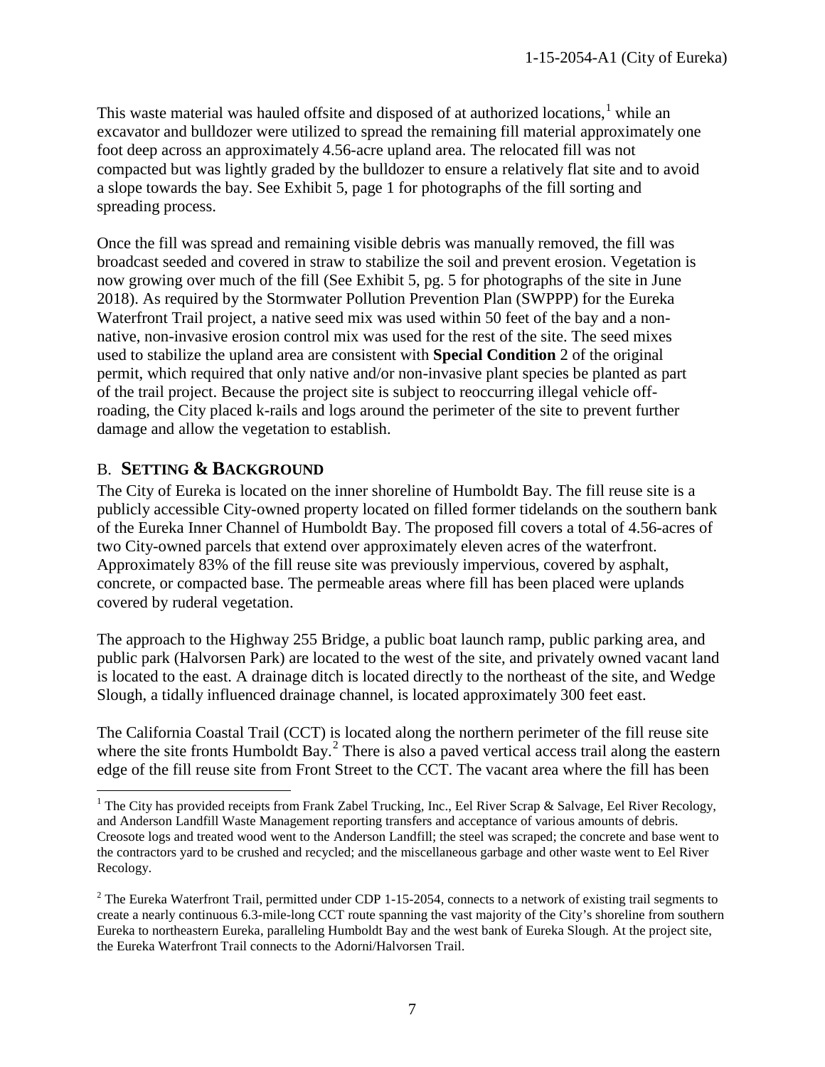This waste material was hauled offsite and disposed of at authorized locations,[1] while an excavator and bulldozer were utilized to spread the remaining fill material approximately one foot deep across an approximately 4.56-acre upland area. The relocated fill was not compacted but was lightly graded by the bulldozer to ensure a relatively flat site and to avoid a slope towards the bay. See Exhibit 5, page 1 for photographs of the fill sorting and spreading process.

Once the fill was spread and remaining visible debris was manually removed, the fill was broadcast seeded and covered in straw to stabilize the soil and prevent erosion. Vegetation is now growing over much of the fill (See Exhibit 5, pg. 5 for photographs of the site in June 2018). As required by the Stormwater Pollution Prevention Plan (SWPPP) for the Eureka Waterfront Trail project, a native seed mix was used within 50 feet of the bay and a non-native, non-invasive erosion control mix was used for the rest of the site. The seed mixes used to stabilize the upland area are consistent with **Special Condition** 2 of the original permit, which required that only native and/or non-invasive plant species be planted as part of the trail project. Because the project site is subject to reoccurring illegal vehicle off-roading, the City placed k-rails and logs around the perimeter of the site to prevent further damage and allow the vegetation to establish.

## B. SETTING & BACKGROUND

The City of Eureka is located on the inner shoreline of Humboldt Bay. The fill reuse site is a publicly accessible City-owned property located on filled former tidelands on the southern bank of the Eureka Inner Channel of Humboldt Bay. The proposed fill covers a total of 4.56-acres of two City-owned parcels that extend over approximately eleven acres of the waterfront. Approximately 83% of the fill reuse site was previously impervious, covered by asphalt, concrete, or compacted base. The permeable areas where fill has been placed were uplands covered by ruderal vegetation.

The approach to the Highway 255 Bridge, a public boat launch ramp, public parking area, and public park (Halvorsen Park) are located to the west of the site, and privately owned vacant land is located to the east. A drainage ditch is located directly to the northeast of the site, and Wedge Slough, a tidally influenced drainage channel, is located approximately 300 feet east.

The California Coastal Trail (CCT) is located along the northern perimeter of the fill reuse site where the site fronts Humboldt Bay.[2] There is also a paved vertical access trail along the eastern edge of the fill reuse site from Front Street to the CCT. The vacant area where the fill has been

---

[1] The City has provided receipts from Frank Zabel Trucking, Inc., Eel River Scrap & Salvage, Eel River Recology, and Anderson Landfill Waste Management reporting transfers and acceptance of various amounts of debris. Creosote logs and treated wood went to the Anderson Landfill; the steel was scraped; the concrete and base went to the contractors yard to be crushed and recycled; and the miscellaneous garbage and other waste went to Eel River Recology.

[2] The Eureka Waterfront Trail, permitted under CDP 1-15-2054, connects to a network of existing trail segments to create a nearly continuous 6.3-mile-long CCT route spanning the vast majority of the City's shoreline from southern Eureka to northeastern Eureka, paralleling Humboldt Bay and the west bank of Eureka Slough. At the project site, the Eureka Waterfront Trail connects to the Adorni/Halvorsen Trail.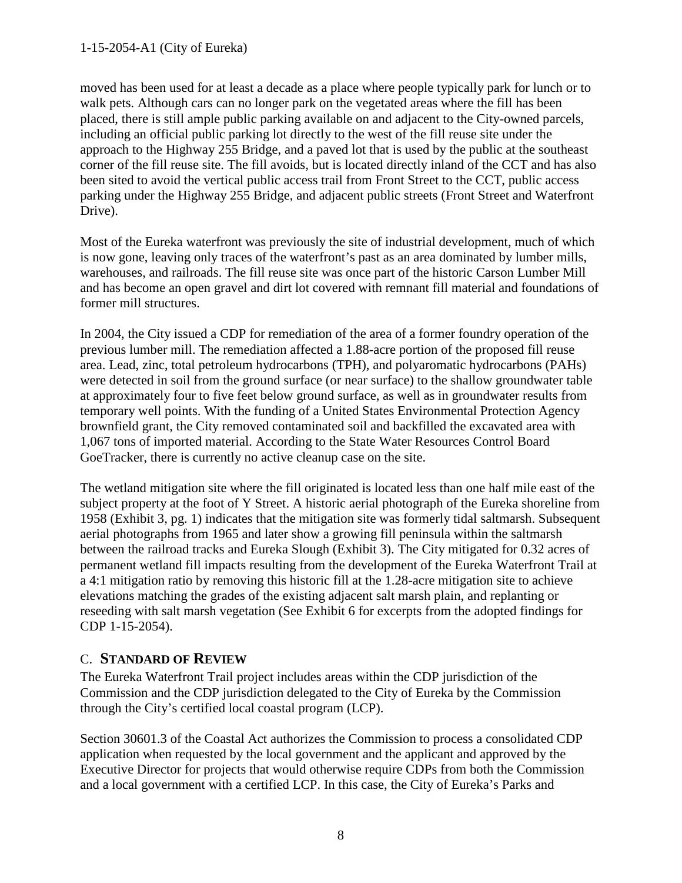moved has been used for at least a decade as a place where people typically park for lunch or to walk pets. Although cars can no longer park on the vegetated areas where the fill has been placed, there is still ample public parking available on and adjacent to the City-owned parcels, including an official public parking lot directly to the west of the fill reuse site under the approach to the Highway 255 Bridge, and a paved lot that is used by the public at the southeast corner of the fill reuse site. The fill avoids, but is located directly inland of the CCT and has also been sited to avoid the vertical public access trail from Front Street to the CCT, public access parking under the Highway 255 Bridge, and adjacent public streets (Front Street and Waterfront Drive).

Most of the Eureka waterfront was previously the site of industrial development, much of which is now gone, leaving only traces of the waterfront's past as an area dominated by lumber mills, warehouses, and railroads. The fill reuse site was once part of the historic Carson Lumber Mill and has become an open gravel and dirt lot covered with remnant fill material and foundations of former mill structures.

In 2004, the City issued a CDP for remediation of the area of a former foundry operation of the previous lumber mill. The remediation affected a 1.88-acre portion of the proposed fill reuse area. Lead, zinc, total petroleum hydrocarbons (TPH), and polyaromatic hydrocarbons (PAHs) were detected in soil from the ground surface (or near surface) to the shallow groundwater table at approximately four to five feet below ground surface, as well as in groundwater results from temporary well points. With the funding of a United States Environmental Protection Agency brownfield grant, the City removed contaminated soil and backfilled the excavated area with 1,067 tons of imported material. According to the State Water Resources Control Board GoeTracker, there is currently no active cleanup case on the site.

The wetland mitigation site where the fill originated is located less than one half mile east of the subject property at the foot of Y Street. A historic aerial photograph of the Eureka shoreline from 1958 (Exhibit 3, pg. 1) indicates that the mitigation site was formerly tidal saltmarsh. Subsequent aerial photographs from 1965 and later show a growing fill peninsula within the saltmarsh between the railroad tracks and Eureka Slough (Exhibit 3). The City mitigated for 0.32 acres of permanent wetland fill impacts resulting from the development of the Eureka Waterfront Trail at a 4:1 mitigation ratio by removing this historic fill at the 1.28-acre mitigation site to achieve elevations matching the grades of the existing adjacent salt marsh plain, and replanting or reseeding with salt marsh vegetation (See Exhibit 6 for excerpts from the adopted findings for CDP 1-15-2054).

## C. STANDARD OF REVIEW

The Eureka Waterfront Trail project includes areas within the CDP jurisdiction of the Commission and the CDP jurisdiction delegated to the City of Eureka by the Commission through the City's certified local coastal program (LCP).

Section 30601.3 of the Coastal Act authorizes the Commission to process a consolidated CDP application when requested by the local government and the applicant and approved by the Executive Director for projects that would otherwise require CDPs from both the Commission and a local government with a certified LCP. In this case, the City of Eureka's Parks and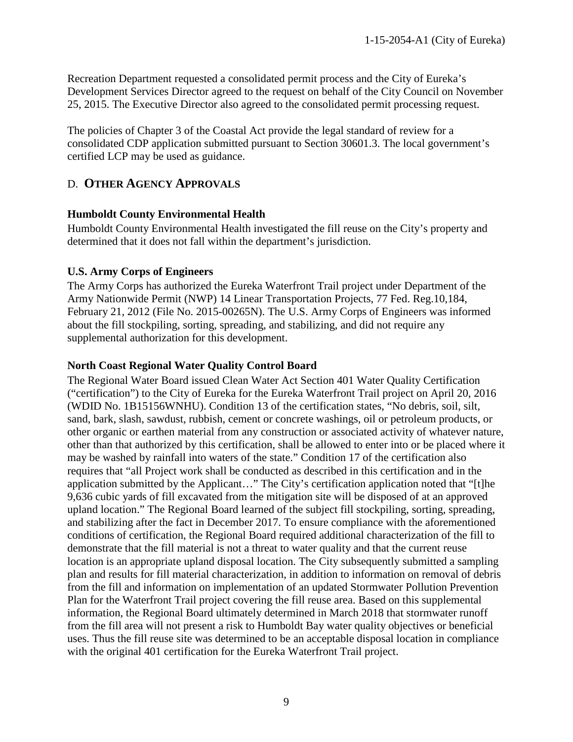Recreation Department requested a consolidated permit process and the City of Eureka's Development Services Director agreed to the request on behalf of the City Council on November 25, 2015. The Executive Director also agreed to the consolidated permit processing request.

The policies of Chapter 3 of the Coastal Act provide the legal standard of review for a consolidated CDP application submitted pursuant to Section 30601.3. The local government's certified LCP may be used as guidance.

## D. **OTHER AGENCY APPROVALS**

**Humboldt County Environmental Health**

Humboldt County Environmental Health investigated the fill reuse on the City's property and determined that it does not fall within the department's jurisdiction.

**U.S. Army Corps of Engineers**

The Army Corps has authorized the Eureka Waterfront Trail project under Department of the Army Nationwide Permit (NWP) 14 Linear Transportation Projects, 77 Fed. Reg.10,184, February 21, 2012 (File No. 2015-00265N). The U.S. Army Corps of Engineers was informed about the fill stockpiling, sorting, spreading, and stabilizing, and did not require any supplemental authorization for this development.

**North Coast Regional Water Quality Control Board**

The Regional Water Board issued Clean Water Act Section 401 Water Quality Certification ("certification") to the City of Eureka for the Eureka Waterfront Trail project on April 20, 2016 (WDID No. 1B15156WNHU). Condition 13 of the certification states, "No debris, soil, silt, sand, bark, slash, sawdust, rubbish, cement or concrete washings, oil or petroleum products, or other organic or earthen material from any construction or associated activity of whatever nature, other than that authorized by this certification, shall be allowed to enter into or be placed where it may be washed by rainfall into waters of the state." Condition 17 of the certification also requires that "all Project work shall be conducted as described in this certification and in the application submitted by the Applicant…" The City's certification application noted that "[t]he 9,636 cubic yards of fill excavated from the mitigation site will be disposed of at an approved upland location." The Regional Board learned of the subject fill stockpiling, sorting, spreading, and stabilizing after the fact in December 2017. To ensure compliance with the aforementioned conditions of certification, the Regional Board required additional characterization of the fill to demonstrate that the fill material is not a threat to water quality and that the current reuse location is an appropriate upland disposal location. The City subsequently submitted a sampling plan and results for fill material characterization, in addition to information on removal of debris from the fill and information on implementation of an updated Stormwater Pollution Prevention Plan for the Waterfront Trail project covering the fill reuse area. Based on this supplemental information, the Regional Board ultimately determined in March 2018 that stormwater runoff from the fill area will not present a risk to Humboldt Bay water quality objectives or beneficial uses. Thus the fill reuse site was determined to be an acceptable disposal location in compliance with the original 401 certification for the Eureka Waterfront Trail project.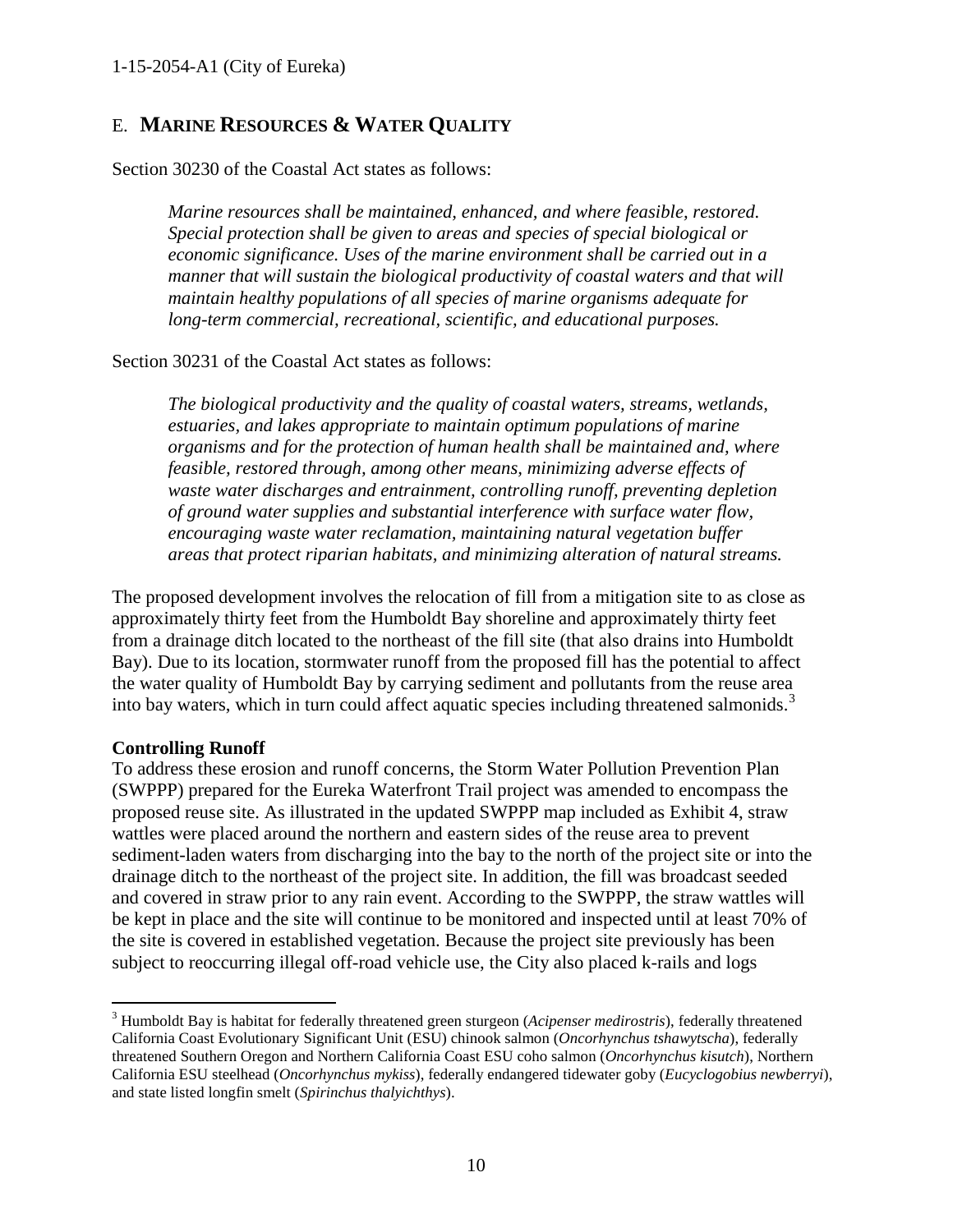## E. MARINE RESOURCES & WATER QUALITY

Section 30230 of the Coastal Act states as follows:

> *Marine resources shall be maintained, enhanced, and where feasible, restored. Special protection shall be given to areas and species of special biological or economic significance. Uses of the marine environment shall be carried out in a manner that will sustain the biological productivity of coastal waters and that will maintain healthy populations of all species of marine organisms adequate for long-term commercial, recreational, scientific, and educational purposes.*

Section 30231 of the Coastal Act states as follows:

> *The biological productivity and the quality of coastal waters, streams, wetlands, estuaries, and lakes appropriate to maintain optimum populations of marine organisms and for the protection of human health shall be maintained and, where feasible, restored through, among other means, minimizing adverse effects of waste water discharges and entrainment, controlling runoff, preventing depletion of ground water supplies and substantial interference with surface water flow, encouraging waste water reclamation, maintaining natural vegetation buffer areas that protect riparian habitats, and minimizing alteration of natural streams.*

The proposed development involves the relocation of fill from a mitigation site to as close as approximately thirty feet from the Humboldt Bay shoreline and approximately thirty feet from a drainage ditch located to the northeast of the fill site (that also drains into Humboldt Bay). Due to its location, stormwater runoff from the proposed fill has the potential to affect the water quality of Humboldt Bay by carrying sediment and pollutants from the reuse area into bay waters, which in turn could affect aquatic species including threatened salmonids.[3]

**Controlling Runoff**

To address these erosion and runoff concerns, the Storm Water Pollution Prevention Plan (SWPPP) prepared for the Eureka Waterfront Trail project was amended to encompass the proposed reuse site. As illustrated in the updated SWPPP map included as Exhibit 4, straw wattles were placed around the northern and eastern sides of the reuse area to prevent sediment-laden waters from discharging into the bay to the north of the project site or into the drainage ditch to the northeast of the project site. In addition, the fill was broadcast seeded and covered in straw prior to any rain event. According to the SWPPP, the straw wattles will be kept in place and the site will continue to be monitored and inspected until at least 70% of the site is covered in established vegetation. Because the project site previously has been subject to reoccurring illegal off-road vehicle use, the City also placed k-rails and logs

---

[3] Humboldt Bay is habitat for federally threatened green sturgeon (*Acipenser medirostris*), federally threatened California Coast Evolutionary Significant Unit (ESU) chinook salmon (*Oncorhynchus tshawytscha*), federally threatened Southern Oregon and Northern California Coast ESU coho salmon (*Oncorhynchus kisutch*), Northern California ESU steelhead (*Oncorhynchus mykiss*), federally endangered tidewater goby (*Eucyclogobius newberryi*), and state listed longfin smelt (*Spirinchus thalyichthys*).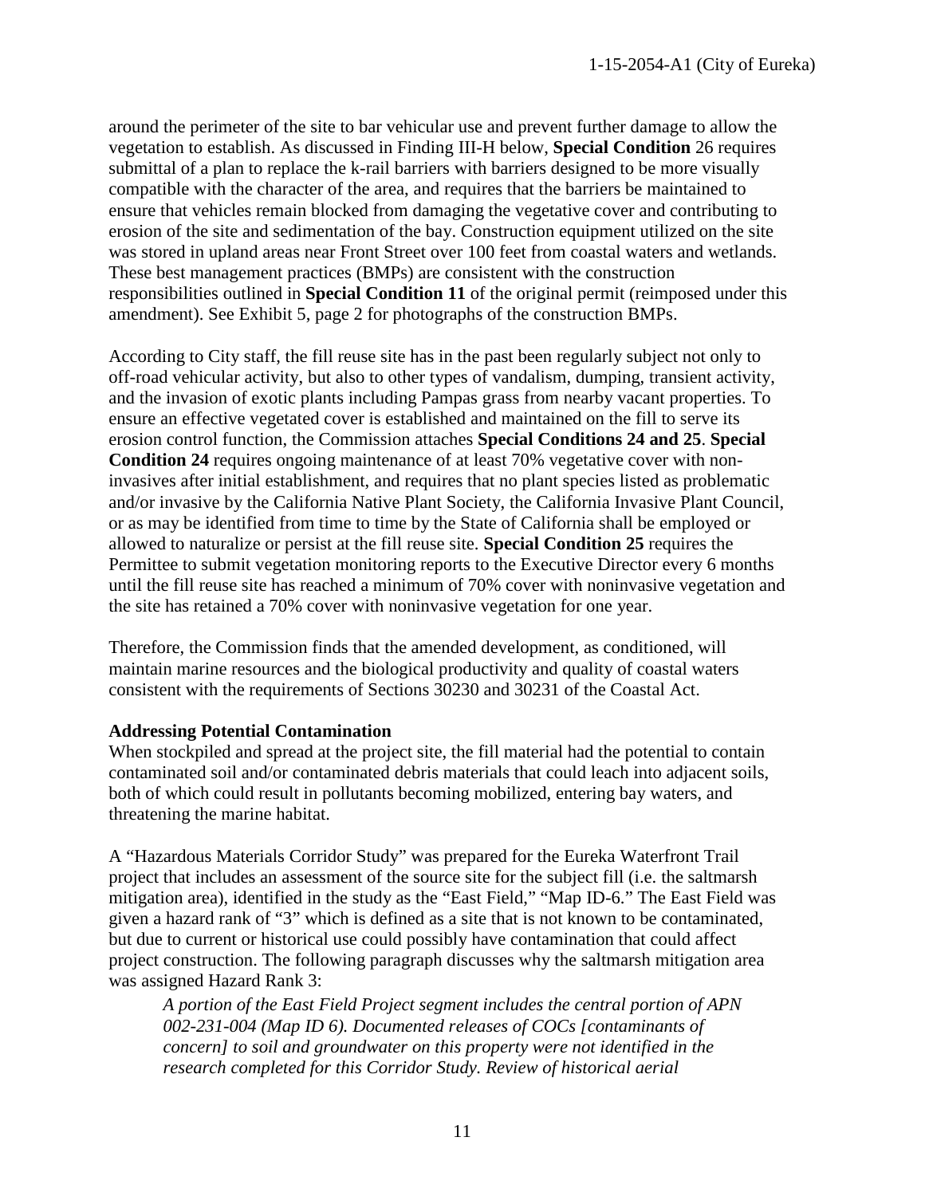around the perimeter of the site to bar vehicular use and prevent further damage to allow the vegetation to establish. As discussed in Finding III-H below, **Special Condition** 26 requires submittal of a plan to replace the k-rail barriers with barriers designed to be more visually compatible with the character of the area, and requires that the barriers be maintained to ensure that vehicles remain blocked from damaging the vegetative cover and contributing to erosion of the site and sedimentation of the bay. Construction equipment utilized on the site was stored in upland areas near Front Street over 100 feet from coastal waters and wetlands. These best management practices (BMPs) are consistent with the construction responsibilities outlined in **Special Condition 11** of the original permit (reimposed under this amendment). See Exhibit 5, page 2 for photographs of the construction BMPs.

According to City staff, the fill reuse site has in the past been regularly subject not only to off-road vehicular activity, but also to other types of vandalism, dumping, transient activity, and the invasion of exotic plants including Pampas grass from nearby vacant properties. To ensure an effective vegetated cover is established and maintained on the fill to serve its erosion control function, the Commission attaches **Special Conditions 24 and 25**. **Special Condition 24** requires ongoing maintenance of at least 70% vegetative cover with non-invasives after initial establishment, and requires that no plant species listed as problematic and/or invasive by the California Native Plant Society, the California Invasive Plant Council, or as may be identified from time to time by the State of California shall be employed or allowed to naturalize or persist at the fill reuse site. **Special Condition 25** requires the Permittee to submit vegetation monitoring reports to the Executive Director every 6 months until the fill reuse site has reached a minimum of 70% cover with noninvasive vegetation and the site has retained a 70% cover with noninvasive vegetation for one year.

Therefore, the Commission finds that the amended development, as conditioned, will maintain marine resources and the biological productivity and quality of coastal waters consistent with the requirements of Sections 30230 and 30231 of the Coastal Act.

**Addressing Potential Contamination**

When stockpiled and spread at the project site, the fill material had the potential to contain contaminated soil and/or contaminated debris materials that could leach into adjacent soils, both of which could result in pollutants becoming mobilized, entering bay waters, and threatening the marine habitat.

A "Hazardous Materials Corridor Study" was prepared for the Eureka Waterfront Trail project that includes an assessment of the source site for the subject fill (i.e. the saltmarsh mitigation area), identified in the study as the "East Field," "Map ID-6." The East Field was given a hazard rank of "3" which is defined as a site that is not known to be contaminated, but due to current or historical use could possibly have contamination that could affect project construction. The following paragraph discusses why the saltmarsh mitigation area was assigned Hazard Rank 3:

> *A portion of the East Field Project segment includes the central portion of APN 002-231-004 (Map ID 6). Documented releases of COCs [contaminants of concern] to soil and groundwater on this property were not identified in the research completed for this Corridor Study. Review of historical aerial*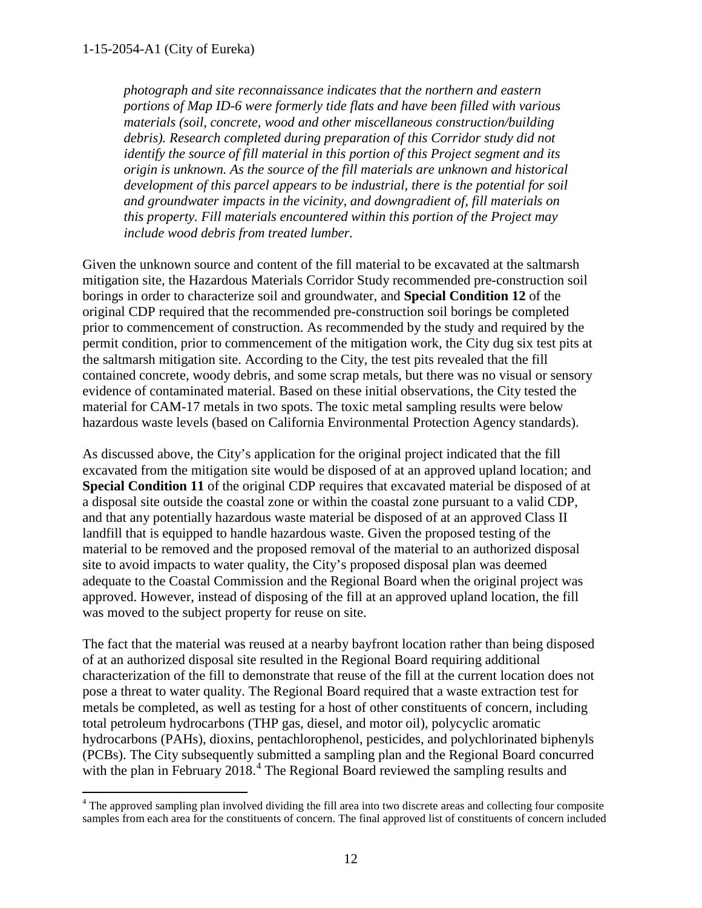*photograph and site reconnaissance indicates that the northern and eastern portions of Map ID-6 were formerly tide flats and have been filled with various materials (soil, concrete, wood and other miscellaneous construction/building debris). Research completed during preparation of this Corridor study did not identify the source of fill material in this portion of this Project segment and its origin is unknown. As the source of the fill materials are unknown and historical development of this parcel appears to be industrial, there is the potential for soil and groundwater impacts in the vicinity, and downgradient of, fill materials on this property. Fill materials encountered within this portion of the Project may include wood debris from treated lumber.*

Given the unknown source and content of the fill material to be excavated at the saltmarsh mitigation site, the Hazardous Materials Corridor Study recommended pre-construction soil borings in order to characterize soil and groundwater, and **Special Condition 12** of the original CDP required that the recommended pre-construction soil borings be completed prior to commencement of construction. As recommended by the study and required by the permit condition, prior to commencement of the mitigation work, the City dug six test pits at the saltmarsh mitigation site. According to the City, the test pits revealed that the fill contained concrete, woody debris, and some scrap metals, but there was no visual or sensory evidence of contaminated material. Based on these initial observations, the City tested the material for CAM-17 metals in two spots. The toxic metal sampling results were below hazardous waste levels (based on California Environmental Protection Agency standards).

As discussed above, the City's application for the original project indicated that the fill excavated from the mitigation site would be disposed of at an approved upland location; and **Special Condition 11** of the original CDP requires that excavated material be disposed of at a disposal site outside the coastal zone or within the coastal zone pursuant to a valid CDP, and that any potentially hazardous waste material be disposed of at an approved Class II landfill that is equipped to handle hazardous waste. Given the proposed testing of the material to be removed and the proposed removal of the material to an authorized disposal site to avoid impacts to water quality, the City's proposed disposal plan was deemed adequate to the Coastal Commission and the Regional Board when the original project was approved. However, instead of disposing of the fill at an approved upland location, the fill was moved to the subject property for reuse on site.

The fact that the material was reused at a nearby bayfront location rather than being disposed of at an authorized disposal site resulted in the Regional Board requiring additional characterization of the fill to demonstrate that reuse of the fill at the current location does not pose a threat to water quality. The Regional Board required that a waste extraction test for metals be completed, as well as testing for a host of other constituents of concern, including total petroleum hydrocarbons (THP gas, diesel, and motor oil), polycyclic aromatic hydrocarbons (PAHs), dioxins, pentachlorophenol, pesticides, and polychlorinated biphenyls (PCBs). The City subsequently submitted a sampling plan and the Regional Board concurred with the plan in February 2018.[4] The Regional Board reviewed the sampling results and

[4] The approved sampling plan involved dividing the fill area into two discrete areas and collecting four composite samples from each area for the constituents of concern. The final approved list of constituents of concern included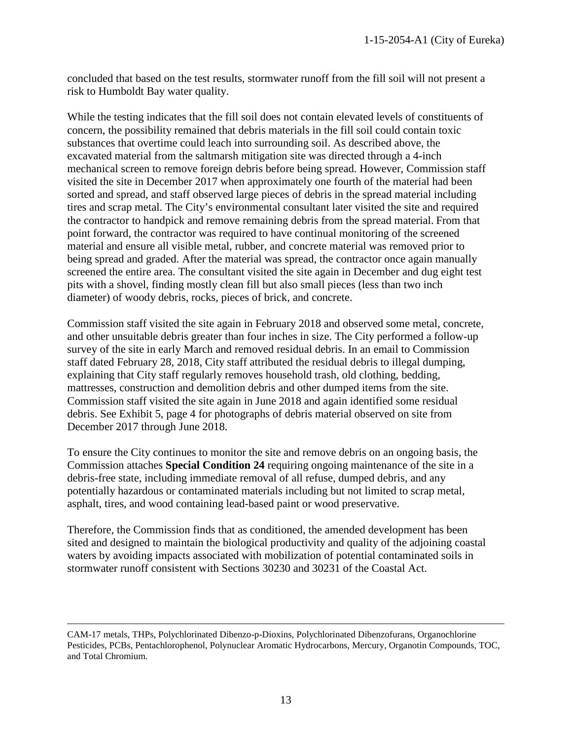concluded that based on the test results, stormwater runoff from the fill soil will not present a risk to Humboldt Bay water quality.

While the testing indicates that the fill soil does not contain elevated levels of constituents of concern, the possibility remained that debris materials in the fill soil could contain toxic substances that overtime could leach into surrounding soil. As described above, the excavated material from the saltmarsh mitigation site was directed through a 4-inch mechanical screen to remove foreign debris before being spread. However, Commission staff visited the site in December 2017 when approximately one fourth of the material had been sorted and spread, and staff observed large pieces of debris in the spread material including tires and scrap metal. The City's environmental consultant later visited the site and required the contractor to handpick and remove remaining debris from the spread material. From that point forward, the contractor was required to have continual monitoring of the screened material and ensure all visible metal, rubber, and concrete material was removed prior to being spread and graded. After the material was spread, the contractor once again manually screened the entire area. The consultant visited the site again in December and dug eight test pits with a shovel, finding mostly clean fill but also small pieces (less than two inch diameter) of woody debris, rocks, pieces of brick, and concrete.

Commission staff visited the site again in February 2018 and observed some metal, concrete, and other unsuitable debris greater than four inches in size. The City performed a follow-up survey of the site in early March and removed residual debris. In an email to Commission staff dated February 28, 2018, City staff attributed the residual debris to illegal dumping, explaining that City staff regularly removes household trash, old clothing, bedding, mattresses, construction and demolition debris and other dumped items from the site. Commission staff visited the site again in June 2018 and again identified some residual debris. See Exhibit 5, page 4 for photographs of debris material observed on site from December 2017 through June 2018.

To ensure the City continues to monitor the site and remove debris on an ongoing basis, the Commission attaches **Special Condition 24** requiring ongoing maintenance of the site in a debris-free state, including immediate removal of all refuse, dumped debris, and any potentially hazardous or contaminated materials including but not limited to scrap metal, asphalt, tires, and wood containing lead-based paint or wood preservative.

Therefore, the Commission finds that as conditioned, the amended development has been sited and designed to maintain the biological productivity and quality of the adjoining coastal waters by avoiding impacts associated with mobilization of potential contaminated soils in stormwater runoff consistent with Sections 30230 and 30231 of the Coastal Act.

---

CAM-17 metals, THPs, Polychlorinated Dibenzo-p-Dioxins, Polychlorinated Dibenzofurans, Organochlorine Pesticides, PCBs, Pentachlorophenol, Polynuclear Aromatic Hydrocarbons, Mercury, Organotin Compounds, TOC, and Total Chromium.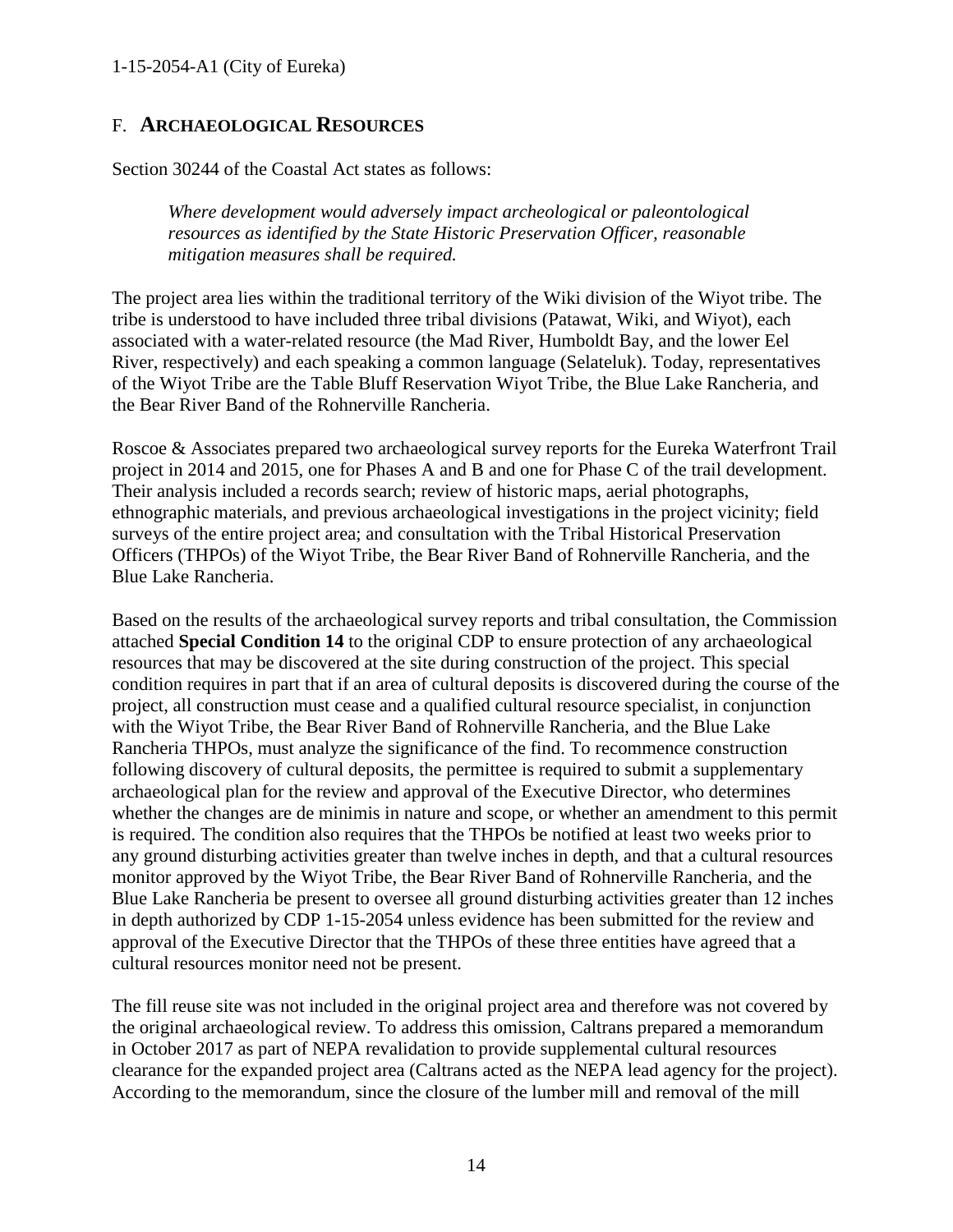## F. **ARCHAEOLOGICAL RESOURCES**

Section 30244 of the Coastal Act states as follows:

> *Where development would adversely impact archeological or paleontological resources as identified by the State Historic Preservation Officer, reasonable mitigation measures shall be required.*

The project area lies within the traditional territory of the Wiki division of the Wiyot tribe. The tribe is understood to have included three tribal divisions (Patawat, Wiki, and Wiyot), each associated with a water-related resource (the Mad River, Humboldt Bay, and the lower Eel River, respectively) and each speaking a common language (Selateluk). Today, representatives of the Wiyot Tribe are the Table Bluff Reservation Wiyot Tribe, the Blue Lake Rancheria, and the Bear River Band of the Rohnerville Rancheria.

Roscoe & Associates prepared two archaeological survey reports for the Eureka Waterfront Trail project in 2014 and 2015, one for Phases A and B and one for Phase C of the trail development. Their analysis included a records search; review of historic maps, aerial photographs, ethnographic materials, and previous archaeological investigations in the project vicinity; field surveys of the entire project area; and consultation with the Tribal Historical Preservation Officers (THPOs) of the Wiyot Tribe, the Bear River Band of Rohnerville Rancheria, and the Blue Lake Rancheria.

Based on the results of the archaeological survey reports and tribal consultation, the Commission attached **Special Condition 14** to the original CDP to ensure protection of any archaeological resources that may be discovered at the site during construction of the project. This special condition requires in part that if an area of cultural deposits is discovered during the course of the project, all construction must cease and a qualified cultural resource specialist, in conjunction with the Wiyot Tribe, the Bear River Band of Rohnerville Rancheria, and the Blue Lake Rancheria THPOs, must analyze the significance of the find. To recommence construction following discovery of cultural deposits, the permittee is required to submit a supplementary archaeological plan for the review and approval of the Executive Director, who determines whether the changes are de minimis in nature and scope, or whether an amendment to this permit is required. The condition also requires that the THPOs be notified at least two weeks prior to any ground disturbing activities greater than twelve inches in depth, and that a cultural resources monitor approved by the Wiyot Tribe, the Bear River Band of Rohnerville Rancheria, and the Blue Lake Rancheria be present to oversee all ground disturbing activities greater than 12 inches in depth authorized by CDP 1-15-2054 unless evidence has been submitted for the review and approval of the Executive Director that the THPOs of these three entities have agreed that a cultural resources monitor need not be present.

The fill reuse site was not included in the original project area and therefore was not covered by the original archaeological review. To address this omission, Caltrans prepared a memorandum in October 2017 as part of NEPA revalidation to provide supplemental cultural resources clearance for the expanded project area (Caltrans acted as the NEPA lead agency for the project). According to the memorandum, since the closure of the lumber mill and removal of the mill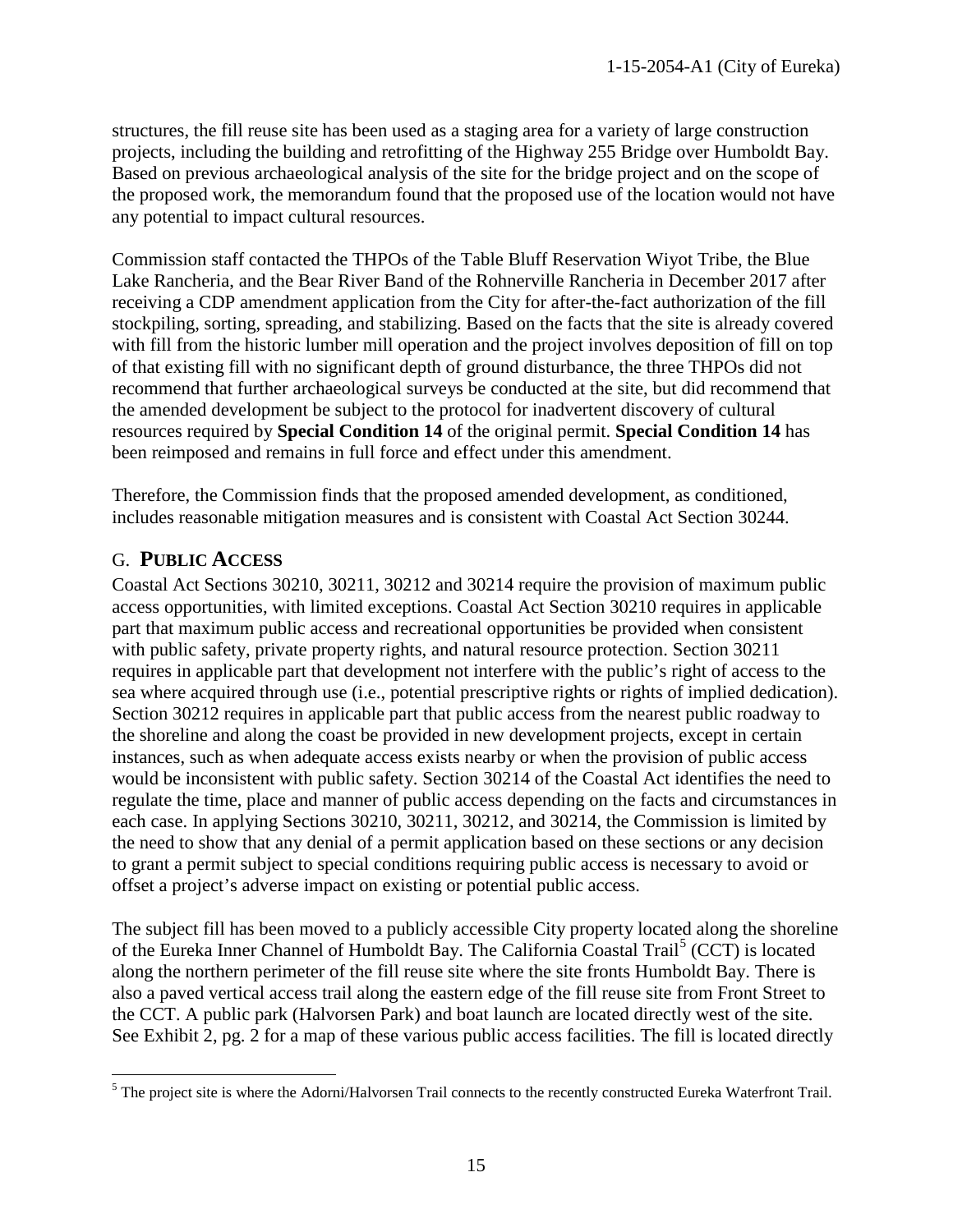structures, the fill reuse site has been used as a staging area for a variety of large construction projects, including the building and retrofitting of the Highway 255 Bridge over Humboldt Bay. Based on previous archaeological analysis of the site for the bridge project and on the scope of the proposed work, the memorandum found that the proposed use of the location would not have any potential to impact cultural resources.

Commission staff contacted the THPOs of the Table Bluff Reservation Wiyot Tribe, the Blue Lake Rancheria, and the Bear River Band of the Rohnerville Rancheria in December 2017 after receiving a CDP amendment application from the City for after-the-fact authorization of the fill stockpiling, sorting, spreading, and stabilizing. Based on the facts that the site is already covered with fill from the historic lumber mill operation and the project involves deposition of fill on top of that existing fill with no significant depth of ground disturbance, the three THPOs did not recommend that further archaeological surveys be conducted at the site, but did recommend that the amended development be subject to the protocol for inadvertent discovery of cultural resources required by **Special Condition 14** of the original permit. **Special Condition 14** has been reimposed and remains in full force and effect under this amendment.

Therefore, the Commission finds that the proposed amended development, as conditioned, includes reasonable mitigation measures and is consistent with Coastal Act Section 30244.

## G. PUBLIC ACCESS

Coastal Act Sections 30210, 30211, 30212 and 30214 require the provision of maximum public access opportunities, with limited exceptions. Coastal Act Section 30210 requires in applicable part that maximum public access and recreational opportunities be provided when consistent with public safety, private property rights, and natural resource protection. Section 30211 requires in applicable part that development not interfere with the public's right of access to the sea where acquired through use (i.e., potential prescriptive rights or rights of implied dedication). Section 30212 requires in applicable part that public access from the nearest public roadway to the shoreline and along the coast be provided in new development projects, except in certain instances, such as when adequate access exists nearby or when the provision of public access would be inconsistent with public safety. Section 30214 of the Coastal Act identifies the need to regulate the time, place and manner of public access depending on the facts and circumstances in each case. In applying Sections 30210, 30211, 30212, and 30214, the Commission is limited by the need to show that any denial of a permit application based on these sections or any decision to grant a permit subject to special conditions requiring public access is necessary to avoid or offset a project's adverse impact on existing or potential public access.

The subject fill has been moved to a publicly accessible City property located along the shoreline of the Eureka Inner Channel of Humboldt Bay. The California Coastal Trail[5] (CCT) is located along the northern perimeter of the fill reuse site where the site fronts Humboldt Bay. There is also a paved vertical access trail along the eastern edge of the fill reuse site from Front Street to the CCT. A public park (Halvorsen Park) and boat launch are located directly west of the site. See Exhibit 2, pg. 2 for a map of these various public access facilities. The fill is located directly

[5] The project site is where the Adorni/Halvorsen Trail connects to the recently constructed Eureka Waterfront Trail.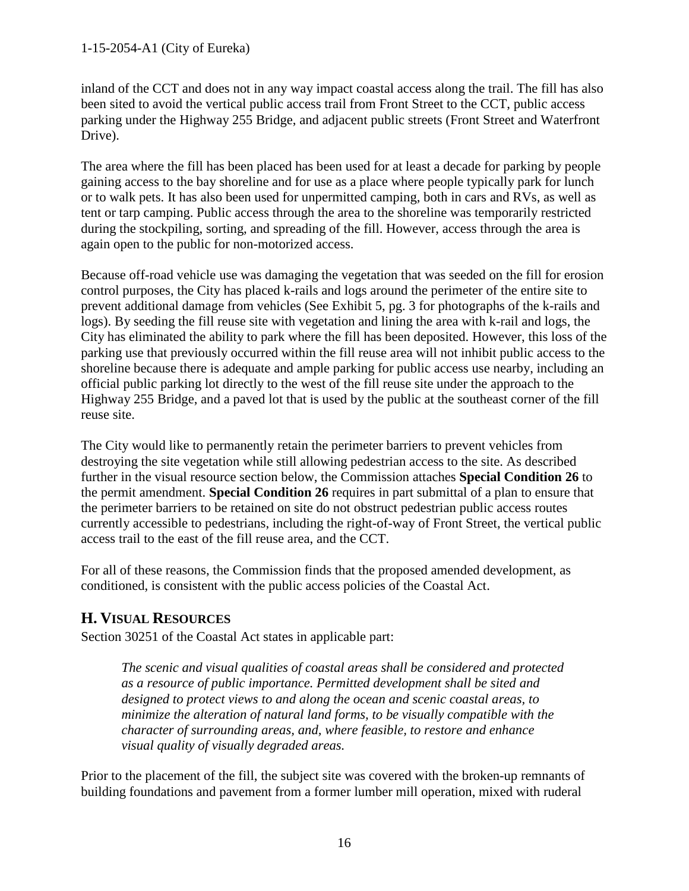inland of the CCT and does not in any way impact coastal access along the trail. The fill has also been sited to avoid the vertical public access trail from Front Street to the CCT, public access parking under the Highway 255 Bridge, and adjacent public streets (Front Street and Waterfront Drive).

The area where the fill has been placed has been used for at least a decade for parking by people gaining access to the bay shoreline and for use as a place where people typically park for lunch or to walk pets. It has also been used for unpermitted camping, both in cars and RVs, as well as tent or tarp camping. Public access through the area to the shoreline was temporarily restricted during the stockpiling, sorting, and spreading of the fill. However, access through the area is again open to the public for non-motorized access.

Because off-road vehicle use was damaging the vegetation that was seeded on the fill for erosion control purposes, the City has placed k-rails and logs around the perimeter of the entire site to prevent additional damage from vehicles (See Exhibit 5, pg. 3 for photographs of the k-rails and logs). By seeding the fill reuse site with vegetation and lining the area with k-rail and logs, the City has eliminated the ability to park where the fill has been deposited. However, this loss of the parking use that previously occurred within the fill reuse area will not inhibit public access to the shoreline because there is adequate and ample parking for public access use nearby, including an official public parking lot directly to the west of the fill reuse site under the approach to the Highway 255 Bridge, and a paved lot that is used by the public at the southeast corner of the fill reuse site.

The City would like to permanently retain the perimeter barriers to prevent vehicles from destroying the site vegetation while still allowing pedestrian access to the site. As described further in the visual resource section below, the Commission attaches **Special Condition 26** to the permit amendment. **Special Condition 26** requires in part submittal of a plan to ensure that the perimeter barriers to be retained on site do not obstruct pedestrian public access routes currently accessible to pedestrians, including the right-of-way of Front Street, the vertical public access trail to the east of the fill reuse area, and the CCT.

For all of these reasons, the Commission finds that the proposed amended development, as conditioned, is consistent with the public access policies of the Coastal Act.

## H. VISUAL RESOURCES

Section 30251 of the Coastal Act states in applicable part:

> *The scenic and visual qualities of coastal areas shall be considered and protected as a resource of public importance. Permitted development shall be sited and designed to protect views to and along the ocean and scenic coastal areas, to minimize the alteration of natural land forms, to be visually compatible with the character of surrounding areas, and, where feasible, to restore and enhance visual quality of visually degraded areas.*

Prior to the placement of the fill, the subject site was covered with the broken-up remnants of building foundations and pavement from a former lumber mill operation, mixed with ruderal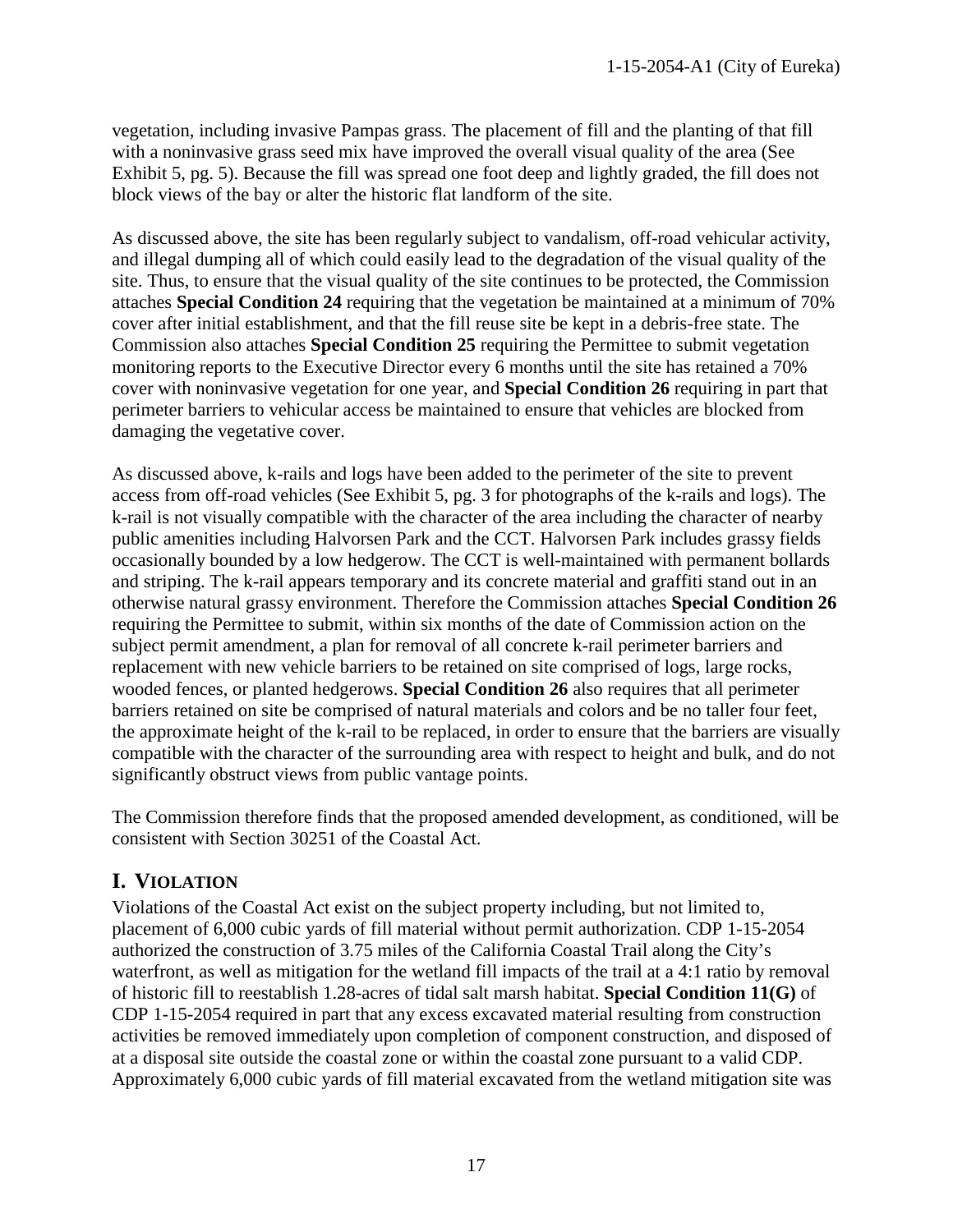vegetation, including invasive Pampas grass. The placement of fill and the planting of that fill with a noninvasive grass seed mix have improved the overall visual quality of the area (See Exhibit 5, pg. 5). Because the fill was spread one foot deep and lightly graded, the fill does not block views of the bay or alter the historic flat landform of the site.

As discussed above, the site has been regularly subject to vandalism, off-road vehicular activity, and illegal dumping all of which could easily lead to the degradation of the visual quality of the site. Thus, to ensure that the visual quality of the site continues to be protected, the Commission attaches **Special Condition 24** requiring that the vegetation be maintained at a minimum of 70% cover after initial establishment, and that the fill reuse site be kept in a debris-free state. The Commission also attaches **Special Condition 25** requiring the Permittee to submit vegetation monitoring reports to the Executive Director every 6 months until the site has retained a 70% cover with noninvasive vegetation for one year, and **Special Condition 26** requiring in part that perimeter barriers to vehicular access be maintained to ensure that vehicles are blocked from damaging the vegetative cover.

As discussed above, k-rails and logs have been added to the perimeter of the site to prevent access from off-road vehicles (See Exhibit 5, pg. 3 for photographs of the k-rails and logs). The k-rail is not visually compatible with the character of the area including the character of nearby public amenities including Halvorsen Park and the CCT. Halvorsen Park includes grassy fields occasionally bounded by a low hedgerow. The CCT is well-maintained with permanent bollards and striping. The k-rail appears temporary and its concrete material and graffiti stand out in an otherwise natural grassy environment. Therefore the Commission attaches **Special Condition 26** requiring the Permittee to submit, within six months of the date of Commission action on the subject permit amendment, a plan for removal of all concrete k-rail perimeter barriers and replacement with new vehicle barriers to be retained on site comprised of logs, large rocks, wooded fences, or planted hedgerows. **Special Condition 26** also requires that all perimeter barriers retained on site be comprised of natural materials and colors and be no taller four feet, the approximate height of the k-rail to be replaced, in order to ensure that the barriers are visually compatible with the character of the surrounding area with respect to height and bulk, and do not significantly obstruct views from public vantage points.

The Commission therefore finds that the proposed amended development, as conditioned, will be consistent with Section 30251 of the Coastal Act.

## I. VIOLATION

Violations of the Coastal Act exist on the subject property including, but not limited to, placement of 6,000 cubic yards of fill material without permit authorization. CDP 1-15-2054 authorized the construction of 3.75 miles of the California Coastal Trail along the City's waterfront, as well as mitigation for the wetland fill impacts of the trail at a 4:1 ratio by removal of historic fill to reestablish 1.28-acres of tidal salt marsh habitat. **Special Condition 11(G)** of CDP 1-15-2054 required in part that any excess excavated material resulting from construction activities be removed immediately upon completion of component construction, and disposed of at a disposal site outside the coastal zone or within the coastal zone pursuant to a valid CDP. Approximately 6,000 cubic yards of fill material excavated from the wetland mitigation site was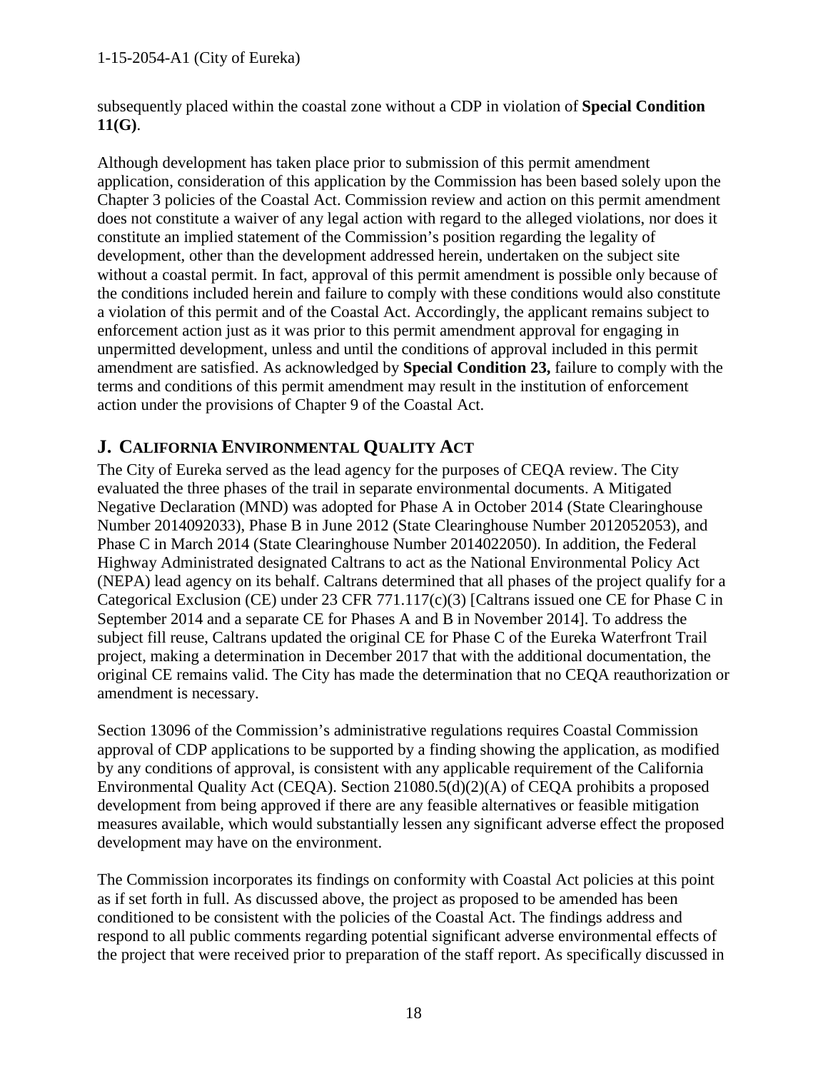subsequently placed within the coastal zone without a CDP in violation of **Special Condition 11(G)**.

Although development has taken place prior to submission of this permit amendment application, consideration of this application by the Commission has been based solely upon the Chapter 3 policies of the Coastal Act. Commission review and action on this permit amendment does not constitute a waiver of any legal action with regard to the alleged violations, nor does it constitute an implied statement of the Commission's position regarding the legality of development, other than the development addressed herein, undertaken on the subject site without a coastal permit. In fact, approval of this permit amendment is possible only because of the conditions included herein and failure to comply with these conditions would also constitute a violation of this permit and of the Coastal Act. Accordingly, the applicant remains subject to enforcement action just as it was prior to this permit amendment approval for engaging in unpermitted development, unless and until the conditions of approval included in this permit amendment are satisfied. As acknowledged by **Special Condition 23,** failure to comply with the terms and conditions of this permit amendment may result in the institution of enforcement action under the provisions of Chapter 9 of the Coastal Act.

## J. CALIFORNIA ENVIRONMENTAL QUALITY ACT

The City of Eureka served as the lead agency for the purposes of CEQA review. The City evaluated the three phases of the trail in separate environmental documents. A Mitigated Negative Declaration (MND) was adopted for Phase A in October 2014 (State Clearinghouse Number 2014092033), Phase B in June 2012 (State Clearinghouse Number 2012052053), and Phase C in March 2014 (State Clearinghouse Number 2014022050). In addition, the Federal Highway Administrated designated Caltrans to act as the National Environmental Policy Act (NEPA) lead agency on its behalf. Caltrans determined that all phases of the project qualify for a Categorical Exclusion (CE) under 23 CFR 771.117(c)(3) [Caltrans issued one CE for Phase C in September 2014 and a separate CE for Phases A and B in November 2014]. To address the subject fill reuse, Caltrans updated the original CE for Phase C of the Eureka Waterfront Trail project, making a determination in December 2017 that with the additional documentation, the original CE remains valid. The City has made the determination that no CEQA reauthorization or amendment is necessary.

Section 13096 of the Commission's administrative regulations requires Coastal Commission approval of CDP applications to be supported by a finding showing the application, as modified by any conditions of approval, is consistent with any applicable requirement of the California Environmental Quality Act (CEQA). Section 21080.5(d)(2)(A) of CEQA prohibits a proposed development from being approved if there are any feasible alternatives or feasible mitigation measures available, which would substantially lessen any significant adverse effect the proposed development may have on the environment.

The Commission incorporates its findings on conformity with Coastal Act policies at this point as if set forth in full. As discussed above, the project as proposed to be amended has been conditioned to be consistent with the policies of the Coastal Act. The findings address and respond to all public comments regarding potential significant adverse environmental effects of the project that were received prior to preparation of the staff report. As specifically discussed in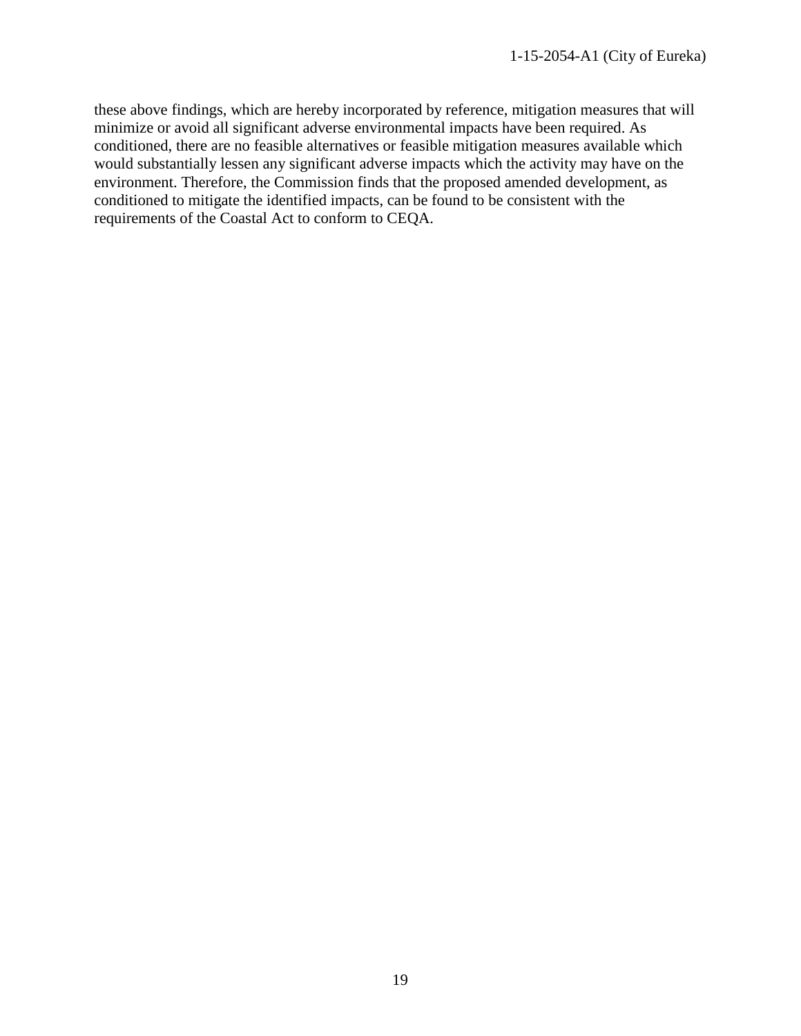these above findings, which are hereby incorporated by reference, mitigation measures that will minimize or avoid all significant adverse environmental impacts have been required. As conditioned, there are no feasible alternatives or feasible mitigation measures available which would substantially lessen any significant adverse impacts which the activity may have on the environment. Therefore, the Commission finds that the proposed amended development, as conditioned to mitigate the identified impacts, can be found to be consistent with the requirements of the Coastal Act to conform to CEQA.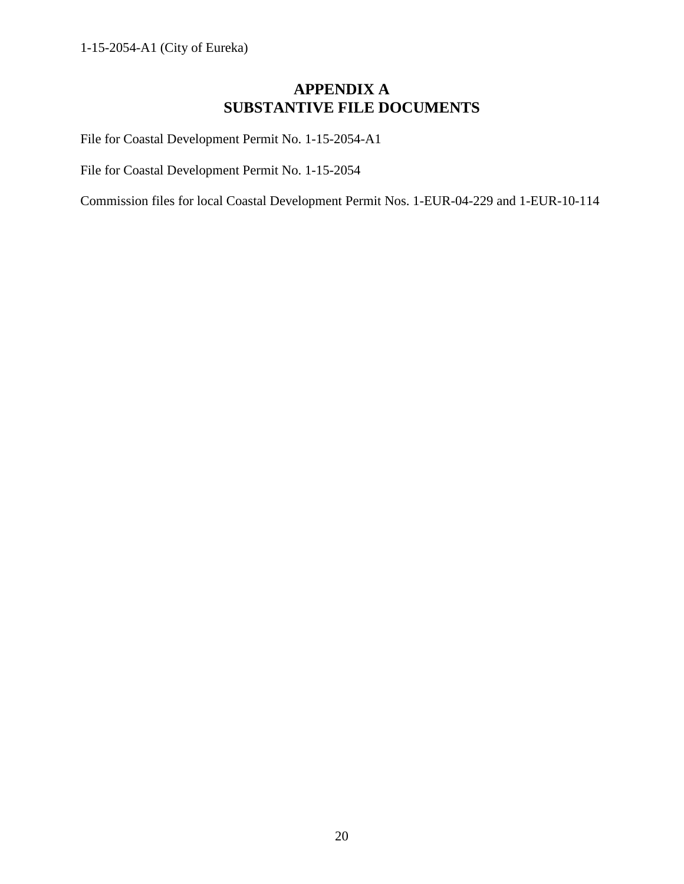# APPENDIX A
# SUBSTANTIVE FILE DOCUMENTS

File for Coastal Development Permit No. 1-15-2054-A1

File for Coastal Development Permit No. 1-15-2054

Commission files for local Coastal Development Permit Nos. 1-EUR-04-229 and 1-EUR-10-114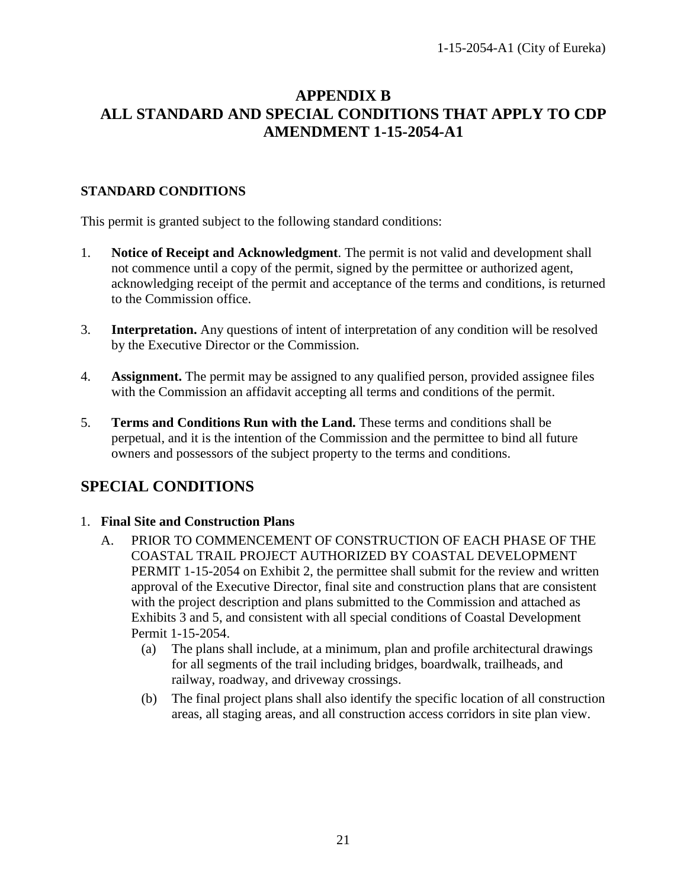# APPENDIX B
# ALL STANDARD AND SPECIAL CONDITIONS THAT APPLY TO CDP AMENDMENT 1-15-2054-A1

### STANDARD CONDITIONS

This permit is granted subject to the following standard conditions:

1. **Notice of Receipt and Acknowledgment**. The permit is not valid and development shall not commence until a copy of the permit, signed by the permittee or authorized agent, acknowledging receipt of the permit and acceptance of the terms and conditions, is returned to the Commission office.

3. **Interpretation.** Any questions of intent of interpretation of any condition will be resolved by the Executive Director or the Commission.

4. **Assignment.** The permit may be assigned to any qualified person, provided assignee files with the Commission an affidavit accepting all terms and conditions of the permit.

5. **Terms and Conditions Run with the Land.** These terms and conditions shall be perpetual, and it is the intention of the Commission and the permittee to bind all future owners and possessors of the subject property to the terms and conditions.

## SPECIAL CONDITIONS

1. **Final Site and Construction Plans**
   - A. PRIOR TO COMMENCEMENT OF CONSTRUCTION OF EACH PHASE OF THE COASTAL TRAIL PROJECT AUTHORIZED BY COASTAL DEVELOPMENT PERMIT 1-15-2054 on Exhibit 2, the permittee shall submit for the review and written approval of the Executive Director, final site and construction plans that are consistent with the project description and plans submitted to the Commission and attached as Exhibits 3 and 5, and consistent with all special conditions of Coastal Development Permit 1-15-2054.
     - (a) The plans shall include, at a minimum, plan and profile architectural drawings for all segments of the trail including bridges, boardwalk, trailheads, and railway, roadway, and driveway crossings.
     - (b) The final project plans shall also identify the specific location of all construction areas, all staging areas, and all construction access corridors in site plan view.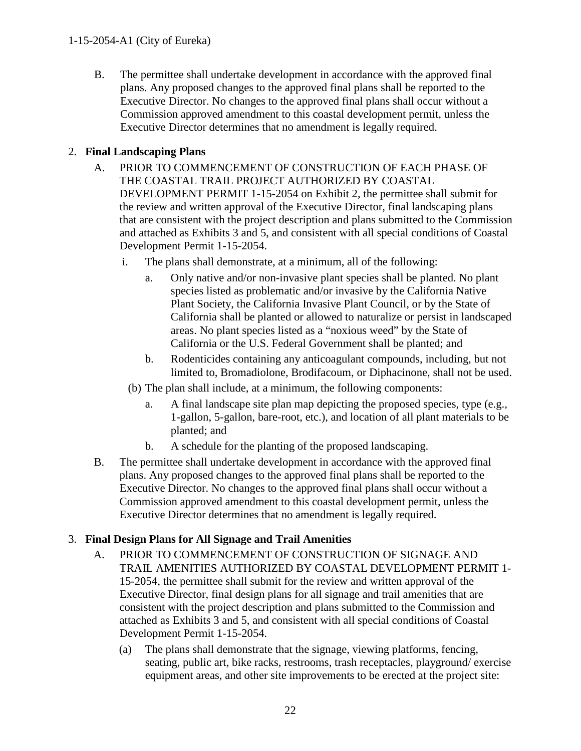B. The permittee shall undertake development in accordance with the approved final plans. Any proposed changes to the approved final plans shall be reported to the Executive Director. No changes to the approved final plans shall occur without a Commission approved amendment to this coastal development permit, unless the Executive Director determines that no amendment is legally required.

2. **Final Landscaping Plans**

   A. PRIOR TO COMMENCEMENT OF CONSTRUCTION OF EACH PHASE OF THE COASTAL TRAIL PROJECT AUTHORIZED BY COASTAL DEVELOPMENT PERMIT 1-15-2054 on Exhibit 2, the permittee shall submit for the review and written approval of the Executive Director, final landscaping plans that are consistent with the project description and plans submitted to the Commission and attached as Exhibits 3 and 5, and consistent with all special conditions of Coastal Development Permit 1-15-2054.

      i. The plans shall demonstrate, at a minimum, all of the following:

         a. Only native and/or non-invasive plant species shall be planted. No plant species listed as problematic and/or invasive by the California Native Plant Society, the California Invasive Plant Council, or by the State of California shall be planted or allowed to naturalize or persist in landscaped areas. No plant species listed as a "noxious weed" by the State of California or the U.S. Federal Government shall be planted; and

         b. Rodenticides containing any anticoagulant compounds, including, but not limited to, Bromadiolone, Brodifacoum, or Diphacinone, shall not be used.

      (b) The plan shall include, at a minimum, the following components:

         a. A final landscape site plan map depicting the proposed species, type (e.g., 1-gallon, 5-gallon, bare-root, etc.), and location of all plant materials to be planted; and

         b. A schedule for the planting of the proposed landscaping.

   B. The permittee shall undertake development in accordance with the approved final plans. Any proposed changes to the approved final plans shall be reported to the Executive Director. No changes to the approved final plans shall occur without a Commission approved amendment to this coastal development permit, unless the Executive Director determines that no amendment is legally required.

3. **Final Design Plans for All Signage and Trail Amenities**

   A. PRIOR TO COMMENCEMENT OF CONSTRUCTION OF SIGNAGE AND TRAIL AMENITIES AUTHORIZED BY COASTAL DEVELOPMENT PERMIT 1-15-2054, the permittee shall submit for the review and written approval of the Executive Director, final design plans for all signage and trail amenities that are consistent with the project description and plans submitted to the Commission and attached as Exhibits 3 and 5, and consistent with all special conditions of Coastal Development Permit 1-15-2054.

      (a) The plans shall demonstrate that the signage, viewing platforms, fencing, seating, public art, bike racks, restrooms, trash receptacles, playground/ exercise equipment areas, and other site improvements to be erected at the project site: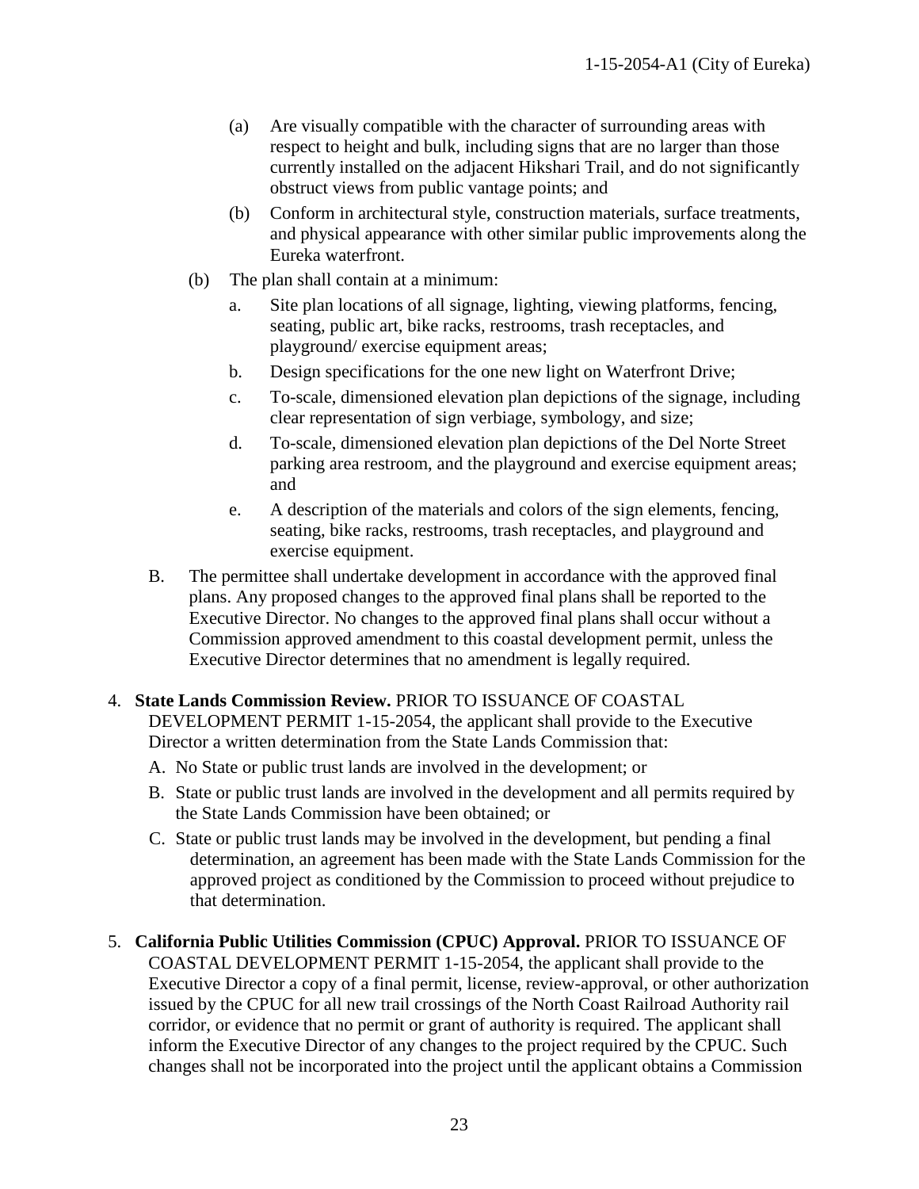(a) Are visually compatible with the character of surrounding areas with respect to height and bulk, including signs that are no larger than those currently installed on the adjacent Hikshari Trail, and do not significantly obstruct views from public vantage points; and

(b) Conform in architectural style, construction materials, surface treatments, and physical appearance with other similar public improvements along the Eureka waterfront.

(b) The plan shall contain at a minimum:

a. Site plan locations of all signage, lighting, viewing platforms, fencing, seating, public art, bike racks, restrooms, trash receptacles, and playground/ exercise equipment areas;

b. Design specifications for the one new light on Waterfront Drive;

c. To-scale, dimensioned elevation plan depictions of the signage, including clear representation of sign verbiage, symbology, and size;

d. To-scale, dimensioned elevation plan depictions of the Del Norte Street parking area restroom, and the playground and exercise equipment areas; and

e. A description of the materials and colors of the sign elements, fencing, seating, bike racks, restrooms, trash receptacles, and playground and exercise equipment.

B. The permittee shall undertake development in accordance with the approved final plans. Any proposed changes to the approved final plans shall be reported to the Executive Director. No changes to the approved final plans shall occur without a Commission approved amendment to this coastal development permit, unless the Executive Director determines that no amendment is legally required.

4. **State Lands Commission Review.** PRIOR TO ISSUANCE OF COASTAL DEVELOPMENT PERMIT 1-15-2054, the applicant shall provide to the Executive Director a written determination from the State Lands Commission that:

A. No State or public trust lands are involved in the development; or

B. State or public trust lands are involved in the development and all permits required by the State Lands Commission have been obtained; or

C. State or public trust lands may be involved in the development, but pending a final determination, an agreement has been made with the State Lands Commission for the approved project as conditioned by the Commission to proceed without prejudice to that determination.

5. **California Public Utilities Commission (CPUC) Approval.** PRIOR TO ISSUANCE OF COASTAL DEVELOPMENT PERMIT 1-15-2054, the applicant shall provide to the Executive Director a copy of a final permit, license, review-approval, or other authorization issued by the CPUC for all new trail crossings of the North Coast Railroad Authority rail corridor, or evidence that no permit or grant of authority is required. The applicant shall inform the Executive Director of any changes to the project required by the CPUC. Such changes shall not be incorporated into the project until the applicant obtains a Commission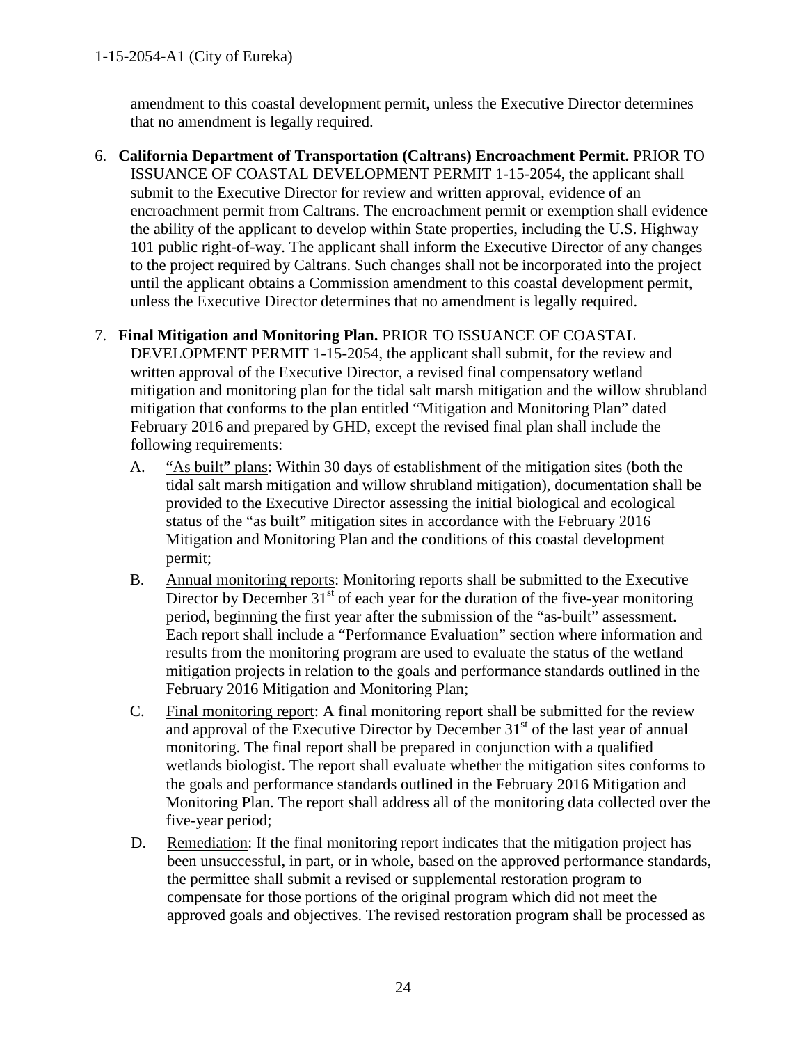amendment to this coastal development permit, unless the Executive Director determines that no amendment is legally required.

6. **California Department of Transportation (Caltrans) Encroachment Permit.** PRIOR TO ISSUANCE OF COASTAL DEVELOPMENT PERMIT 1-15-2054, the applicant shall submit to the Executive Director for review and written approval, evidence of an encroachment permit from Caltrans. The encroachment permit or exemption shall evidence the ability of the applicant to develop within State properties, including the U.S. Highway 101 public right-of-way. The applicant shall inform the Executive Director of any changes to the project required by Caltrans. Such changes shall not be incorporated into the project until the applicant obtains a Commission amendment to this coastal development permit, unless the Executive Director determines that no amendment is legally required.

7. **Final Mitigation and Monitoring Plan.** PRIOR TO ISSUANCE OF COASTAL DEVELOPMENT PERMIT 1-15-2054, the applicant shall submit, for the review and written approval of the Executive Director, a revised final compensatory wetland mitigation and monitoring plan for the tidal salt marsh mitigation and the willow shrubland mitigation that conforms to the plan entitled "Mitigation and Monitoring Plan" dated February 2016 and prepared by GHD, except the revised final plan shall include the following requirements:

   A. "As built" plans: Within 30 days of establishment of the mitigation sites (both the tidal salt marsh mitigation and willow shrubland mitigation), documentation shall be provided to the Executive Director assessing the initial biological and ecological status of the "as built" mitigation sites in accordance with the February 2016 Mitigation and Monitoring Plan and the conditions of this coastal development permit;

   B. Annual monitoring reports: Monitoring reports shall be submitted to the Executive Director by December 31st of each year for the duration of the five-year monitoring period, beginning the first year after the submission of the "as-built" assessment. Each report shall include a "Performance Evaluation" section where information and results from the monitoring program are used to evaluate the status of the wetland mitigation projects in relation to the goals and performance standards outlined in the February 2016 Mitigation and Monitoring Plan;

   C. Final monitoring report: A final monitoring report shall be submitted for the review and approval of the Executive Director by December 31st of the last year of annual monitoring. The final report shall be prepared in conjunction with a qualified wetlands biologist. The report shall evaluate whether the mitigation sites conforms to the goals and performance standards outlined in the February 2016 Mitigation and Monitoring Plan. The report shall address all of the monitoring data collected over the five-year period;

   D. Remediation: If the final monitoring report indicates that the mitigation project has been unsuccessful, in part, or in whole, based on the approved performance standards, the permittee shall submit a revised or supplemental restoration program to compensate for those portions of the original program which did not meet the approved goals and objectives. The revised restoration program shall be processed as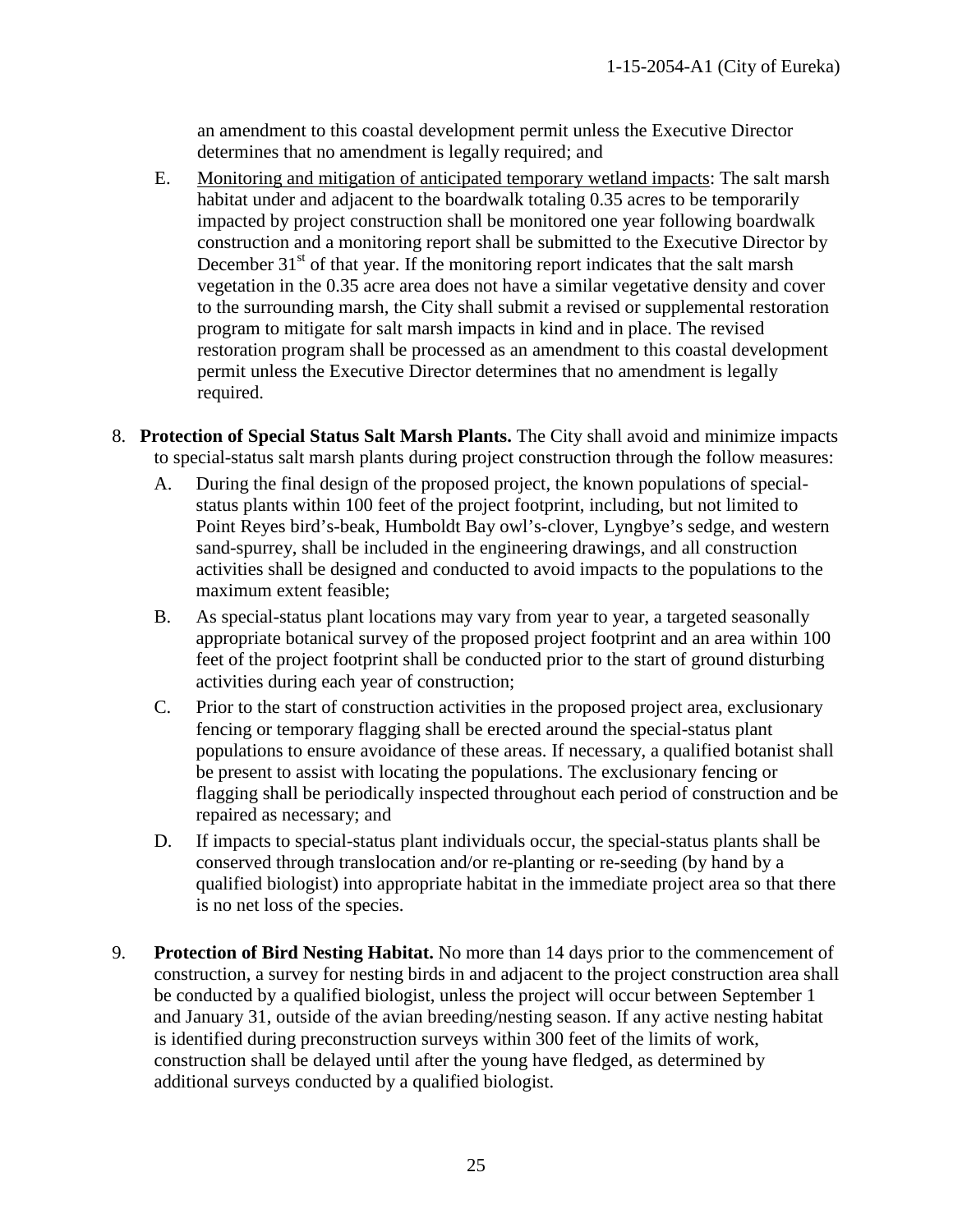an amendment to this coastal development permit unless the Executive Director determines that no amendment is legally required; and

E. Monitoring and mitigation of anticipated temporary wetland impacts: The salt marsh habitat under and adjacent to the boardwalk totaling 0.35 acres to be temporarily impacted by project construction shall be monitored one year following boardwalk construction and a monitoring report shall be submitted to the Executive Director by December 31st of that year. If the monitoring report indicates that the salt marsh vegetation in the 0.35 acre area does not have a similar vegetative density and cover to the surrounding marsh, the City shall submit a revised or supplemental restoration program to mitigate for salt marsh impacts in kind and in place. The revised restoration program shall be processed as an amendment to this coastal development permit unless the Executive Director determines that no amendment is legally required.

8. **Protection of Special Status Salt Marsh Plants.** The City shall avoid and minimize impacts to special-status salt marsh plants during project construction through the follow measures:

   A. During the final design of the proposed project, the known populations of special-status plants within 100 feet of the project footprint, including, but not limited to Point Reyes bird's-beak, Humboldt Bay owl's-clover, Lyngbye's sedge, and western sand-spurrey, shall be included in the engineering drawings, and all construction activities shall be designed and conducted to avoid impacts to the populations to the maximum extent feasible;

   B. As special-status plant locations may vary from year to year, a targeted seasonally appropriate botanical survey of the proposed project footprint and an area within 100 feet of the project footprint shall be conducted prior to the start of ground disturbing activities during each year of construction;

   C. Prior to the start of construction activities in the proposed project area, exclusionary fencing or temporary flagging shall be erected around the special-status plant populations to ensure avoidance of these areas. If necessary, a qualified botanist shall be present to assist with locating the populations. The exclusionary fencing or flagging shall be periodically inspected throughout each period of construction and be repaired as necessary; and

   D. If impacts to special-status plant individuals occur, the special-status plants shall be conserved through translocation and/or re-planting or re-seeding (by hand by a qualified biologist) into appropriate habitat in the immediate project area so that there is no net loss of the species.

9. **Protection of Bird Nesting Habitat.** No more than 14 days prior to the commencement of construction, a survey for nesting birds in and adjacent to the project construction area shall be conducted by a qualified biologist, unless the project will occur between September 1 and January 31, outside of the avian breeding/nesting season. If any active nesting habitat is identified during preconstruction surveys within 300 feet of the limits of work, construction shall be delayed until after the young have fledged, as determined by additional surveys conducted by a qualified biologist.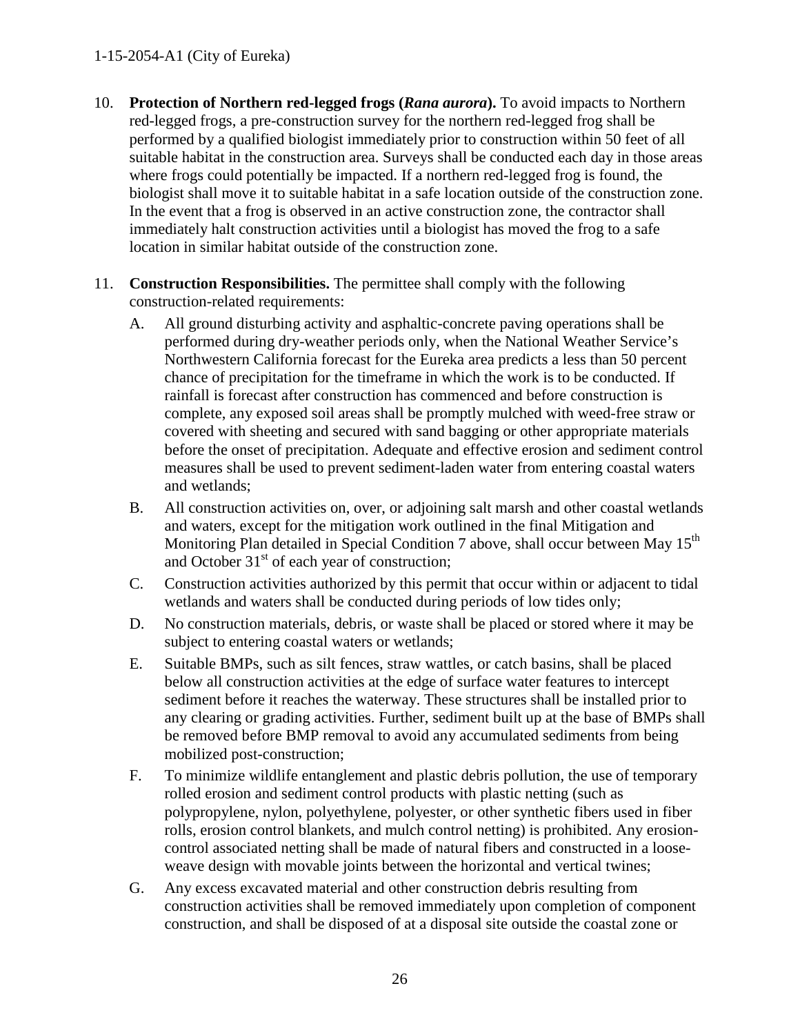10. **Protection of Northern red-legged frogs (*Rana aurora*).** To avoid impacts to Northern red-legged frogs, a pre-construction survey for the northern red-legged frog shall be performed by a qualified biologist immediately prior to construction within 50 feet of all suitable habitat in the construction area. Surveys shall be conducted each day in those areas where frogs could potentially be impacted. If a northern red-legged frog is found, the biologist shall move it to suitable habitat in a safe location outside of the construction zone. In the event that a frog is observed in an active construction zone, the contractor shall immediately halt construction activities until a biologist has moved the frog to a safe location in similar habitat outside of the construction zone.

11. **Construction Responsibilities.** The permittee shall comply with the following construction-related requirements:

    A. All ground disturbing activity and asphaltic-concrete paving operations shall be performed during dry-weather periods only, when the National Weather Service's Northwestern California forecast for the Eureka area predicts a less than 50 percent chance of precipitation for the timeframe in which the work is to be conducted. If rainfall is forecast after construction has commenced and before construction is complete, any exposed soil areas shall be promptly mulched with weed-free straw or covered with sheeting and secured with sand bagging or other appropriate materials before the onset of precipitation. Adequate and effective erosion and sediment control measures shall be used to prevent sediment-laden water from entering coastal waters and wetlands;

    B. All construction activities on, over, or adjoining salt marsh and other coastal wetlands and waters, except for the mitigation work outlined in the final Mitigation and Monitoring Plan detailed in Special Condition 7 above, shall occur between May 15th and October 31st of each year of construction;

    C. Construction activities authorized by this permit that occur within or adjacent to tidal wetlands and waters shall be conducted during periods of low tides only;

    D. No construction materials, debris, or waste shall be placed or stored where it may be subject to entering coastal waters or wetlands;

    E. Suitable BMPs, such as silt fences, straw wattles, or catch basins, shall be placed below all construction activities at the edge of surface water features to intercept sediment before it reaches the waterway. These structures shall be installed prior to any clearing or grading activities. Further, sediment built up at the base of BMPs shall be removed before BMP removal to avoid any accumulated sediments from being mobilized post-construction;

    F. To minimize wildlife entanglement and plastic debris pollution, the use of temporary rolled erosion and sediment control products with plastic netting (such as polypropylene, nylon, polyethylene, polyester, or other synthetic fibers used in fiber rolls, erosion control blankets, and mulch control netting) is prohibited. Any erosion-control associated netting shall be made of natural fibers and constructed in a loose-weave design with movable joints between the horizontal and vertical twines;

    G. Any excess excavated material and other construction debris resulting from construction activities shall be removed immediately upon completion of component construction, and shall be disposed of at a disposal site outside the coastal zone or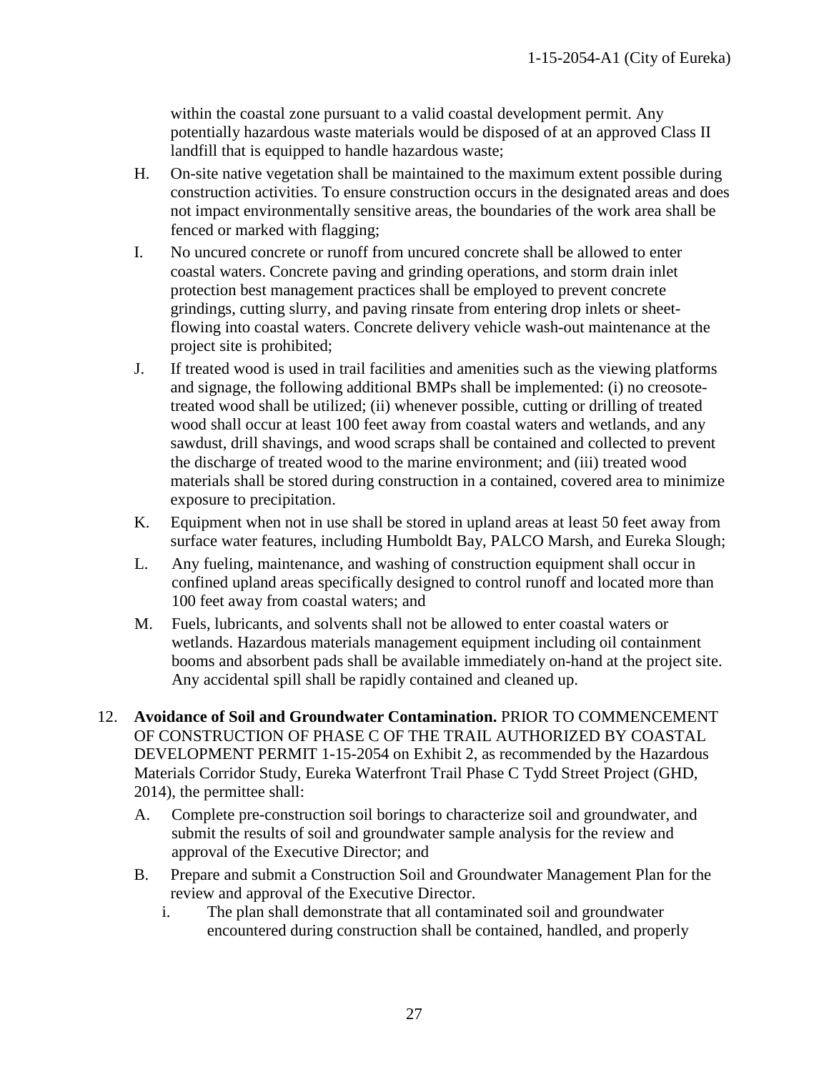within the coastal zone pursuant to a valid coastal development permit. Any potentially hazardous waste materials would be disposed of at an approved Class II landfill that is equipped to handle hazardous waste;

H. On-site native vegetation shall be maintained to the maximum extent possible during construction activities. To ensure construction occurs in the designated areas and does not impact environmentally sensitive areas, the boundaries of the work area shall be fenced or marked with flagging;

I. No uncured concrete or runoff from uncured concrete shall be allowed to enter coastal waters. Concrete paving and grinding operations, and storm drain inlet protection best management practices shall be employed to prevent concrete grindings, cutting slurry, and paving rinsate from entering drop inlets or sheet-flowing into coastal waters. Concrete delivery vehicle wash-out maintenance at the project site is prohibited;

J. If treated wood is used in trail facilities and amenities such as the viewing platforms and signage, the following additional BMPs shall be implemented: (i) no creosote-treated wood shall be utilized; (ii) whenever possible, cutting or drilling of treated wood shall occur at least 100 feet away from coastal waters and wetlands, and any sawdust, drill shavings, and wood scraps shall be contained and collected to prevent the discharge of treated wood to the marine environment; and (iii) treated wood materials shall be stored during construction in a contained, covered area to minimize exposure to precipitation.

K. Equipment when not in use shall be stored in upland areas at least 50 feet away from surface water features, including Humboldt Bay, PALCO Marsh, and Eureka Slough;

L. Any fueling, maintenance, and washing of construction equipment shall occur in confined upland areas specifically designed to control runoff and located more than 100 feet away from coastal waters; and

M. Fuels, lubricants, and solvents shall not be allowed to enter coastal waters or wetlands. Hazardous materials management equipment including oil containment booms and absorbent pads shall be available immediately on-hand at the project site. Any accidental spill shall be rapidly contained and cleaned up.

12. **Avoidance of Soil and Groundwater Contamination.** PRIOR TO COMMENCEMENT OF CONSTRUCTION OF PHASE C OF THE TRAIL AUTHORIZED BY COASTAL DEVELOPMENT PERMIT 1-15-2054 on Exhibit 2, as recommended by the Hazardous Materials Corridor Study, Eureka Waterfront Trail Phase C Tydd Street Project (GHD, 2014), the permittee shall:

    A. Complete pre-construction soil borings to characterize soil and groundwater, and submit the results of soil and groundwater sample analysis for the review and approval of the Executive Director; and

    B. Prepare and submit a Construction Soil and Groundwater Management Plan for the review and approval of the Executive Director.

        i. The plan shall demonstrate that all contaminated soil and groundwater encountered during construction shall be contained, handled, and properly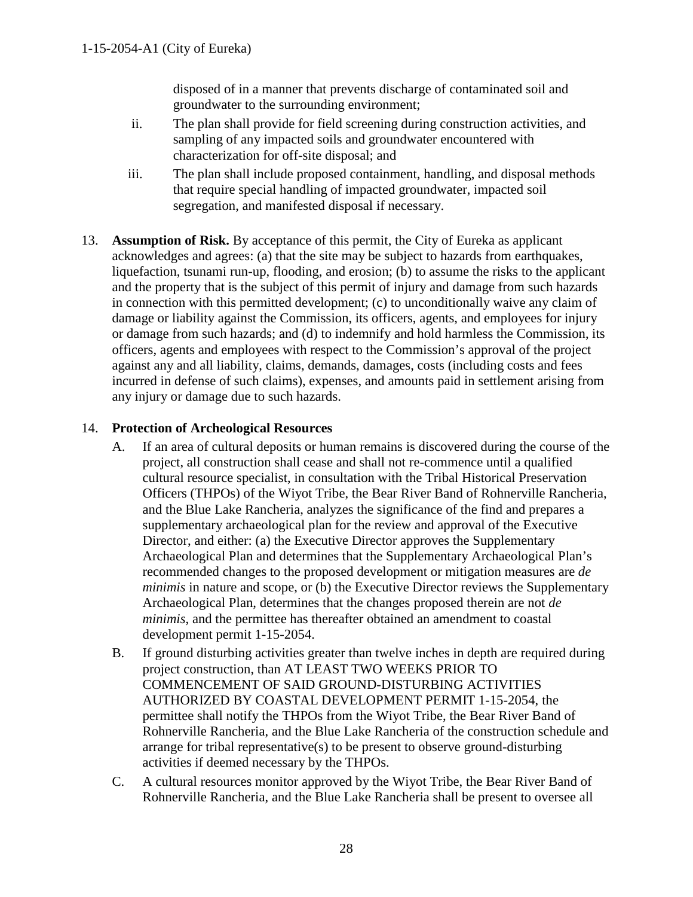disposed of in a manner that prevents discharge of contaminated soil and groundwater to the surrounding environment;

ii. The plan shall provide for field screening during construction activities, and sampling of any impacted soils and groundwater encountered with characterization for off-site disposal; and

iii. The plan shall include proposed containment, handling, and disposal methods that require special handling of impacted groundwater, impacted soil segregation, and manifested disposal if necessary.

13. **Assumption of Risk.** By acceptance of this permit, the City of Eureka as applicant acknowledges and agrees: (a) that the site may be subject to hazards from earthquakes, liquefaction, tsunami run-up, flooding, and erosion; (b) to assume the risks to the applicant and the property that is the subject of this permit of injury and damage from such hazards in connection with this permitted development; (c) to unconditionally waive any claim of damage or liability against the Commission, its officers, agents, and employees for injury or damage from such hazards; and (d) to indemnify and hold harmless the Commission, its officers, agents and employees with respect to the Commission's approval of the project against any and all liability, claims, demands, damages, costs (including costs and fees incurred in defense of such claims), expenses, and amounts paid in settlement arising from any injury or damage due to such hazards.

14. **Protection of Archeological Resources**

    A. If an area of cultural deposits or human remains is discovered during the course of the project, all construction shall cease and shall not re-commence until a qualified cultural resource specialist, in consultation with the Tribal Historical Preservation Officers (THPOs) of the Wiyot Tribe, the Bear River Band of Rohnerville Rancheria, and the Blue Lake Rancheria, analyzes the significance of the find and prepares a supplementary archaeological plan for the review and approval of the Executive Director, and either: (a) the Executive Director approves the Supplementary Archaeological Plan and determines that the Supplementary Archaeological Plan's recommended changes to the proposed development or mitigation measures are *de minimis* in nature and scope, or (b) the Executive Director reviews the Supplementary Archaeological Plan, determines that the changes proposed therein are not *de minimis*, and the permittee has thereafter obtained an amendment to coastal development permit 1-15-2054.

    B. If ground disturbing activities greater than twelve inches in depth are required during project construction, than AT LEAST TWO WEEKS PRIOR TO COMMENCEMENT OF SAID GROUND-DISTURBING ACTIVITIES AUTHORIZED BY COASTAL DEVELOPMENT PERMIT 1-15-2054, the permittee shall notify the THPOs from the Wiyot Tribe, the Bear River Band of Rohnerville Rancheria, and the Blue Lake Rancheria of the construction schedule and arrange for tribal representative(s) to be present to observe ground-disturbing activities if deemed necessary by the THPOs.

    C. A cultural resources monitor approved by the Wiyot Tribe, the Bear River Band of Rohnerville Rancheria, and the Blue Lake Rancheria shall be present to oversee all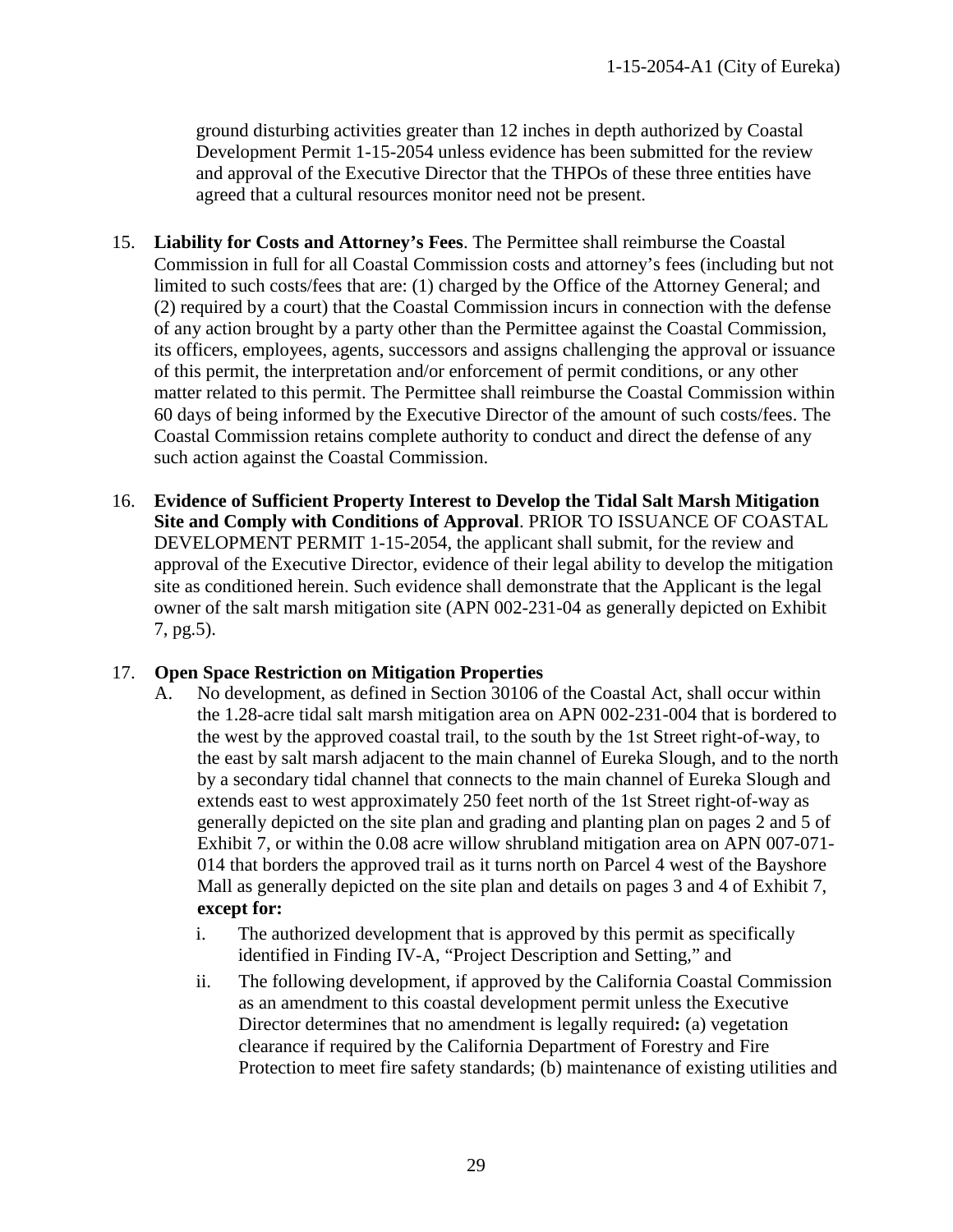ground disturbing activities greater than 12 inches in depth authorized by Coastal Development Permit 1-15-2054 unless evidence has been submitted for the review and approval of the Executive Director that the THPOs of these three entities have agreed that a cultural resources monitor need not be present.

15. **Liability for Costs and Attorney's Fees**. The Permittee shall reimburse the Coastal Commission in full for all Coastal Commission costs and attorney's fees (including but not limited to such costs/fees that are: (1) charged by the Office of the Attorney General; and (2) required by a court) that the Coastal Commission incurs in connection with the defense of any action brought by a party other than the Permittee against the Coastal Commission, its officers, employees, agents, successors and assigns challenging the approval or issuance of this permit, the interpretation and/or enforcement of permit conditions, or any other matter related to this permit. The Permittee shall reimburse the Coastal Commission within 60 days of being informed by the Executive Director of the amount of such costs/fees. The Coastal Commission retains complete authority to conduct and direct the defense of any such action against the Coastal Commission.

16. **Evidence of Sufficient Property Interest to Develop the Tidal Salt Marsh Mitigation Site and Comply with Conditions of Approval**. PRIOR TO ISSUANCE OF COASTAL DEVELOPMENT PERMIT 1-15-2054, the applicant shall submit, for the review and approval of the Executive Director, evidence of their legal ability to develop the mitigation site as conditioned herein. Such evidence shall demonstrate that the Applicant is the legal owner of the salt marsh mitigation site (APN 002-231-04 as generally depicted on Exhibit 7, pg.5).

17. **Open Space Restriction on Mitigation Properties**
    
    A. No development, as defined in Section 30106 of the Coastal Act, shall occur within the 1.28-acre tidal salt marsh mitigation area on APN 002-231-004 that is bordered to the west by the approved coastal trail, to the south by the 1st Street right-of-way, to the east by salt marsh adjacent to the main channel of Eureka Slough, and to the north by a secondary tidal channel that connects to the main channel of Eureka Slough and extends east to west approximately 250 feet north of the 1st Street right-of-way as generally depicted on the site plan and grading and planting plan on pages 2 and 5 of Exhibit 7, or within the 0.08 acre willow shrubland mitigation area on APN 007-071-014 that borders the approved trail as it turns north on Parcel 4 west of the Bayshore Mall as generally depicted on the site plan and details on pages 3 and 4 of Exhibit 7, **except for:**
    
       i. The authorized development that is approved by this permit as specifically identified in Finding IV-A, "Project Description and Setting," and
       
       ii. The following development, if approved by the California Coastal Commission as an amendment to this coastal development permit unless the Executive Director determines that no amendment is legally required**:** (a) vegetation clearance if required by the California Department of Forestry and Fire Protection to meet fire safety standards; (b) maintenance of existing utilities and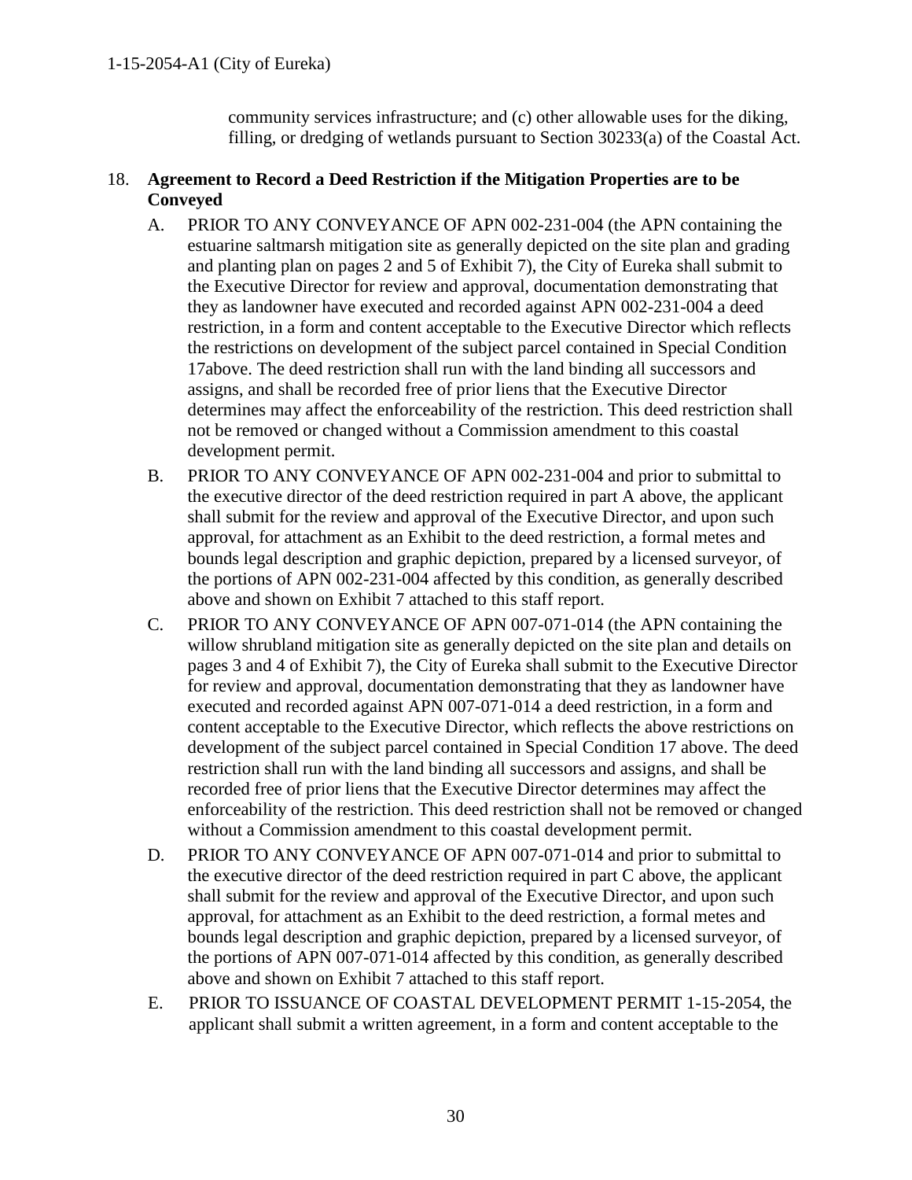community services infrastructure; and (c) other allowable uses for the diking, filling, or dredging of wetlands pursuant to Section 30233(a) of the Coastal Act.

18. **Agreement to Record a Deed Restriction if the Mitigation Properties are to be Conveyed**

    A. PRIOR TO ANY CONVEYANCE OF APN 002-231-004 (the APN containing the estuarine saltmarsh mitigation site as generally depicted on the site plan and grading and planting plan on pages 2 and 5 of Exhibit 7), the City of Eureka shall submit to the Executive Director for review and approval, documentation demonstrating that they as landowner have executed and recorded against APN 002-231-004 a deed restriction, in a form and content acceptable to the Executive Director which reflects the restrictions on development of the subject parcel contained in Special Condition 17above. The deed restriction shall run with the land binding all successors and assigns, and shall be recorded free of prior liens that the Executive Director determines may affect the enforceability of the restriction. This deed restriction shall not be removed or changed without a Commission amendment to this coastal development permit.

    B. PRIOR TO ANY CONVEYANCE OF APN 002-231-004 and prior to submittal to the executive director of the deed restriction required in part A above, the applicant shall submit for the review and approval of the Executive Director, and upon such approval, for attachment as an Exhibit to the deed restriction, a formal metes and bounds legal description and graphic depiction, prepared by a licensed surveyor, of the portions of APN 002-231-004 affected by this condition, as generally described above and shown on Exhibit 7 attached to this staff report.

    C. PRIOR TO ANY CONVEYANCE OF APN 007-071-014 (the APN containing the willow shrubland mitigation site as generally depicted on the site plan and details on pages 3 and 4 of Exhibit 7), the City of Eureka shall submit to the Executive Director for review and approval, documentation demonstrating that they as landowner have executed and recorded against APN 007-071-014 a deed restriction, in a form and content acceptable to the Executive Director, which reflects the above restrictions on development of the subject parcel contained in Special Condition 17 above. The deed restriction shall run with the land binding all successors and assigns, and shall be recorded free of prior liens that the Executive Director determines may affect the enforceability of the restriction. This deed restriction shall not be removed or changed without a Commission amendment to this coastal development permit.

    D. PRIOR TO ANY CONVEYANCE OF APN 007-071-014 and prior to submittal to the executive director of the deed restriction required in part C above, the applicant shall submit for the review and approval of the Executive Director, and upon such approval, for attachment as an Exhibit to the deed restriction, a formal metes and bounds legal description and graphic depiction, prepared by a licensed surveyor, of the portions of APN 007-071-014 affected by this condition, as generally described above and shown on Exhibit 7 attached to this staff report.

    E. PRIOR TO ISSUANCE OF COASTAL DEVELOPMENT PERMIT 1-15-2054, the applicant shall submit a written agreement, in a form and content acceptable to the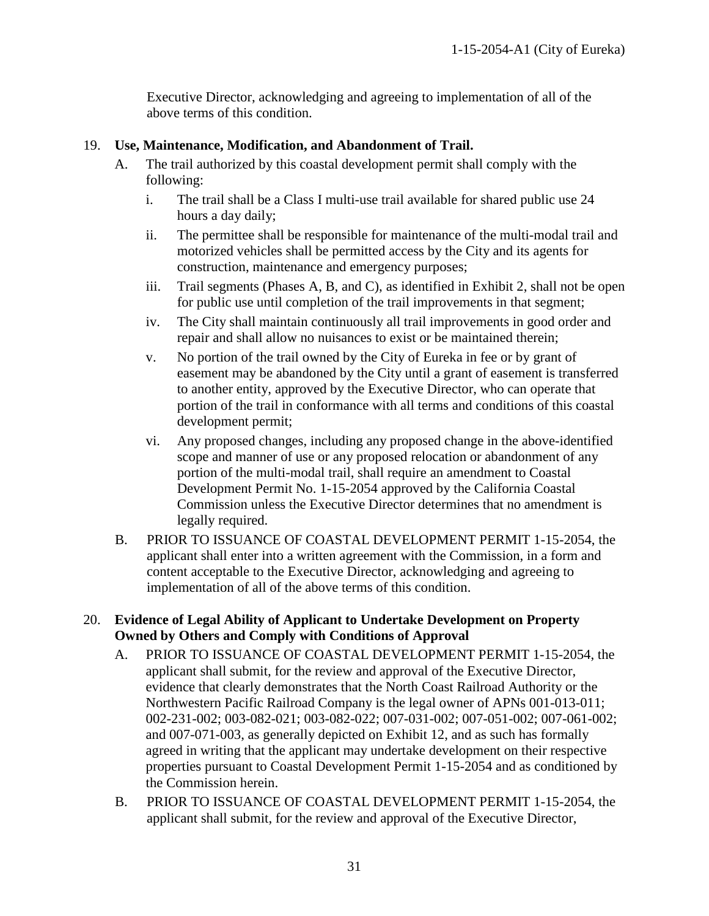Executive Director, acknowledging and agreeing to implementation of all of the above terms of this condition.

19. **Use, Maintenance, Modification, and Abandonment of Trail.**

    A. The trail authorized by this coastal development permit shall comply with the following:

       i. The trail shall be a Class I multi-use trail available for shared public use 24 hours a day daily;

       ii. The permittee shall be responsible for maintenance of the multi-modal trail and motorized vehicles shall be permitted access by the City and its agents for construction, maintenance and emergency purposes;

       iii. Trail segments (Phases A, B, and C), as identified in Exhibit 2, shall not be open for public use until completion of the trail improvements in that segment;

       iv. The City shall maintain continuously all trail improvements in good order and repair and shall allow no nuisances to exist or be maintained therein;

       v. No portion of the trail owned by the City of Eureka in fee or by grant of easement may be abandoned by the City until a grant of easement is transferred to another entity, approved by the Executive Director, who can operate that portion of the trail in conformance with all terms and conditions of this coastal development permit;

       vi. Any proposed changes, including any proposed change in the above-identified scope and manner of use or any proposed relocation or abandonment of any portion of the multi-modal trail, shall require an amendment to Coastal Development Permit No. 1-15-2054 approved by the California Coastal Commission unless the Executive Director determines that no amendment is legally required.

    B. PRIOR TO ISSUANCE OF COASTAL DEVELOPMENT PERMIT 1-15-2054, the applicant shall enter into a written agreement with the Commission, in a form and content acceptable to the Executive Director, acknowledging and agreeing to implementation of all of the above terms of this condition.

20. **Evidence of Legal Ability of Applicant to Undertake Development on Property Owned by Others and Comply with Conditions of Approval**

    A. PRIOR TO ISSUANCE OF COASTAL DEVELOPMENT PERMIT 1-15-2054, the applicant shall submit, for the review and approval of the Executive Director, evidence that clearly demonstrates that the North Coast Railroad Authority or the Northwestern Pacific Railroad Company is the legal owner of APNs 001-013-011; 002-231-002; 003-082-021; 003-082-022; 007-031-002; 007-051-002; 007-061-002; and 007-071-003, as generally depicted on Exhibit 12, and as such has formally agreed in writing that the applicant may undertake development on their respective properties pursuant to Coastal Development Permit 1-15-2054 and as conditioned by the Commission herein.

    B. PRIOR TO ISSUANCE OF COASTAL DEVELOPMENT PERMIT 1-15-2054, the applicant shall submit, for the review and approval of the Executive Director,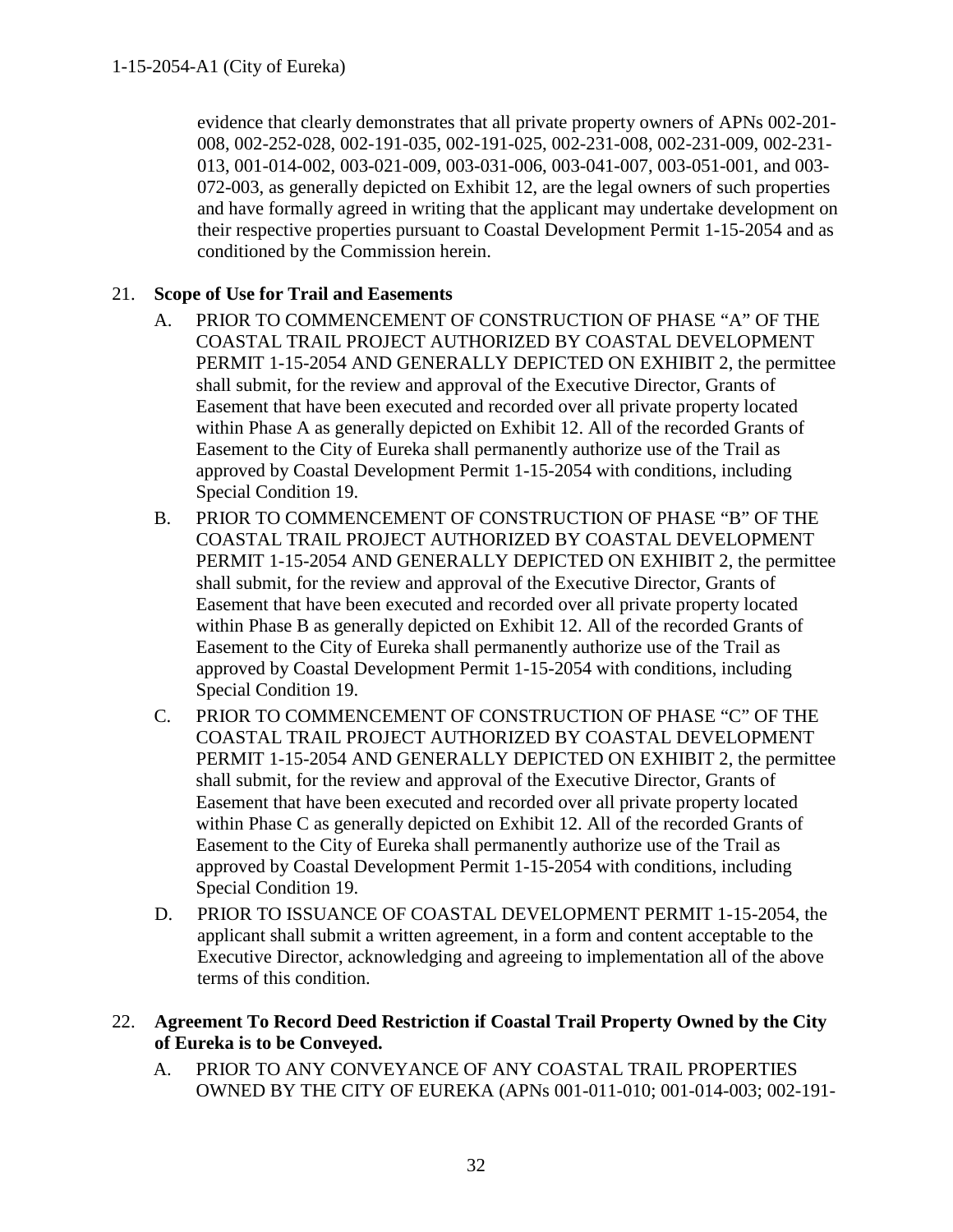evidence that clearly demonstrates that all private property owners of APNs 002-201-008, 002-252-028, 002-191-035, 002-191-025, 002-231-008, 002-231-009, 002-231-013, 001-014-002, 003-021-009, 003-031-006, 003-041-007, 003-051-001, and 003-072-003, as generally depicted on Exhibit 12, are the legal owners of such properties and have formally agreed in writing that the applicant may undertake development on their respective properties pursuant to Coastal Development Permit 1-15-2054 and as conditioned by the Commission herein.

21. **Scope of Use for Trail and Easements**

    A. PRIOR TO COMMENCEMENT OF CONSTRUCTION OF PHASE "A" OF THE COASTAL TRAIL PROJECT AUTHORIZED BY COASTAL DEVELOPMENT PERMIT 1-15-2054 AND GENERALLY DEPICTED ON EXHIBIT 2, the permittee shall submit, for the review and approval of the Executive Director, Grants of Easement that have been executed and recorded over all private property located within Phase A as generally depicted on Exhibit 12. All of the recorded Grants of Easement to the City of Eureka shall permanently authorize use of the Trail as approved by Coastal Development Permit 1-15-2054 with conditions, including Special Condition 19.

    B. PRIOR TO COMMENCEMENT OF CONSTRUCTION OF PHASE "B" OF THE COASTAL TRAIL PROJECT AUTHORIZED BY COASTAL DEVELOPMENT PERMIT 1-15-2054 AND GENERALLY DEPICTED ON EXHIBIT 2, the permittee shall submit, for the review and approval of the Executive Director, Grants of Easement that have been executed and recorded over all private property located within Phase B as generally depicted on Exhibit 12. All of the recorded Grants of Easement to the City of Eureka shall permanently authorize use of the Trail as approved by Coastal Development Permit 1-15-2054 with conditions, including Special Condition 19.

    C. PRIOR TO COMMENCEMENT OF CONSTRUCTION OF PHASE "C" OF THE COASTAL TRAIL PROJECT AUTHORIZED BY COASTAL DEVELOPMENT PERMIT 1-15-2054 AND GENERALLY DEPICTED ON EXHIBIT 2, the permittee shall submit, for the review and approval of the Executive Director, Grants of Easement that have been executed and recorded over all private property located within Phase C as generally depicted on Exhibit 12. All of the recorded Grants of Easement to the City of Eureka shall permanently authorize use of the Trail as approved by Coastal Development Permit 1-15-2054 with conditions, including Special Condition 19.

    D. PRIOR TO ISSUANCE OF COASTAL DEVELOPMENT PERMIT 1-15-2054, the applicant shall submit a written agreement, in a form and content acceptable to the Executive Director, acknowledging and agreeing to implementation all of the above terms of this condition.

22. **Agreement To Record Deed Restriction if Coastal Trail Property Owned by the City of Eureka is to be Conveyed.**

    A. PRIOR TO ANY CONVEYANCE OF ANY COASTAL TRAIL PROPERTIES OWNED BY THE CITY OF EUREKA (APNs 001-011-010; 001-014-003; 002-191-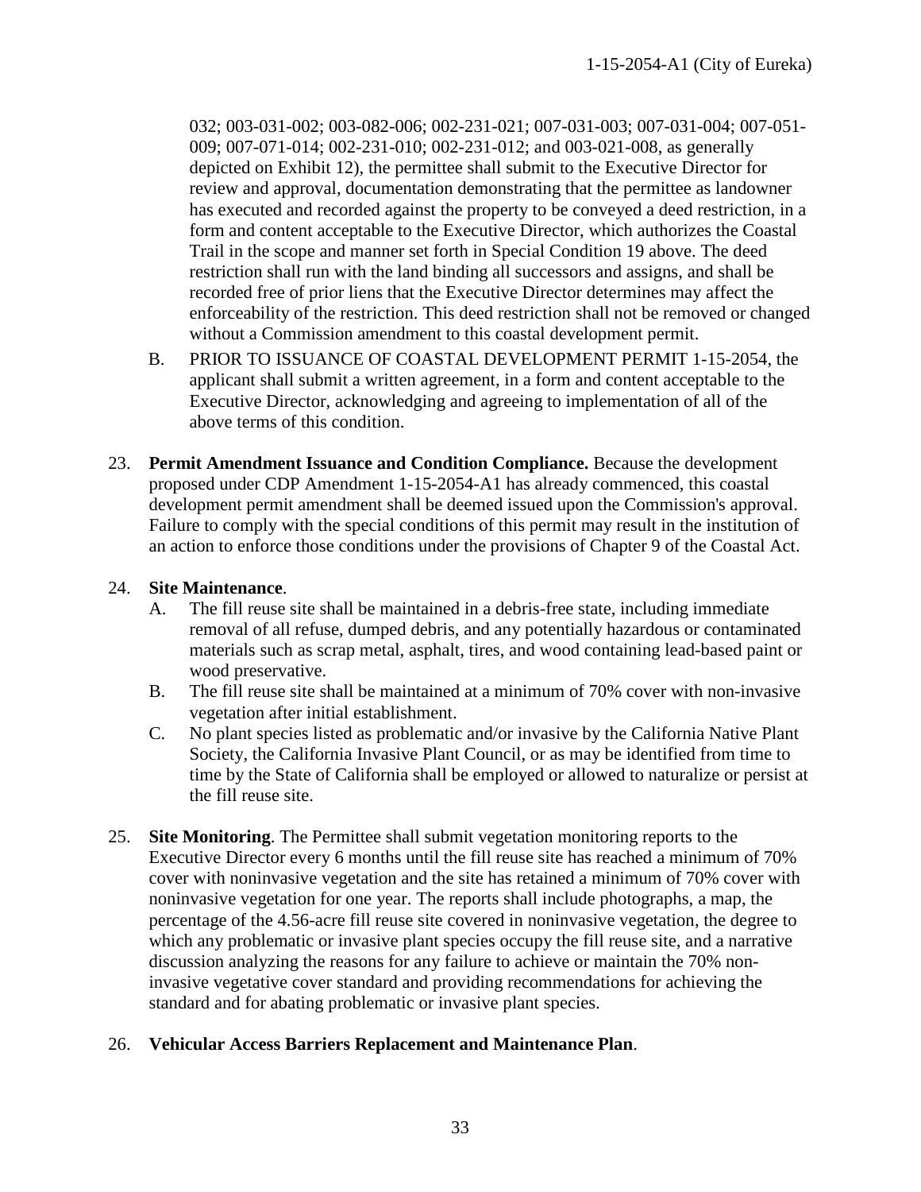032; 003-031-002; 003-082-006; 002-231-021; 007-031-003; 007-031-004; 007-051-009; 007-071-014; 002-231-010; 002-231-012; and 003-021-008, as generally depicted on Exhibit 12), the permittee shall submit to the Executive Director for review and approval, documentation demonstrating that the permittee as landowner has executed and recorded against the property to be conveyed a deed restriction, in a form and content acceptable to the Executive Director, which authorizes the Coastal Trail in the scope and manner set forth in Special Condition 19 above. The deed restriction shall run with the land binding all successors and assigns, and shall be recorded free of prior liens that the Executive Director determines may affect the enforceability of the restriction. This deed restriction shall not be removed or changed without a Commission amendment to this coastal development permit.

B. PRIOR TO ISSUANCE OF COASTAL DEVELOPMENT PERMIT 1-15-2054, the applicant shall submit a written agreement, in a form and content acceptable to the Executive Director, acknowledging and agreeing to implementation of all of the above terms of this condition.

23. **Permit Amendment Issuance and Condition Compliance.** Because the development proposed under CDP Amendment 1-15-2054-A1 has already commenced, this coastal development permit amendment shall be deemed issued upon the Commission's approval. Failure to comply with the special conditions of this permit may result in the institution of an action to enforce those conditions under the provisions of Chapter 9 of the Coastal Act.

24. **Site Maintenance**.
    A. The fill reuse site shall be maintained in a debris-free state, including immediate removal of all refuse, dumped debris, and any potentially hazardous or contaminated materials such as scrap metal, asphalt, tires, and wood containing lead-based paint or wood preservative.
    B. The fill reuse site shall be maintained at a minimum of 70% cover with non-invasive vegetation after initial establishment.
    C. No plant species listed as problematic and/or invasive by the California Native Plant Society, the California Invasive Plant Council, or as may be identified from time to time by the State of California shall be employed or allowed to naturalize or persist at the fill reuse site.

25. **Site Monitoring**. The Permittee shall submit vegetation monitoring reports to the Executive Director every 6 months until the fill reuse site has reached a minimum of 70% cover with noninvasive vegetation and the site has retained a minimum of 70% cover with noninvasive vegetation for one year. The reports shall include photographs, a map, the percentage of the 4.56-acre fill reuse site covered in noninvasive vegetation, the degree to which any problematic or invasive plant species occupy the fill reuse site, and a narrative discussion analyzing the reasons for any failure to achieve or maintain the 70% non-invasive vegetative cover standard and providing recommendations for achieving the standard and for abating problematic or invasive plant species.

26. **Vehicular Access Barriers Replacement and Maintenance Plan**.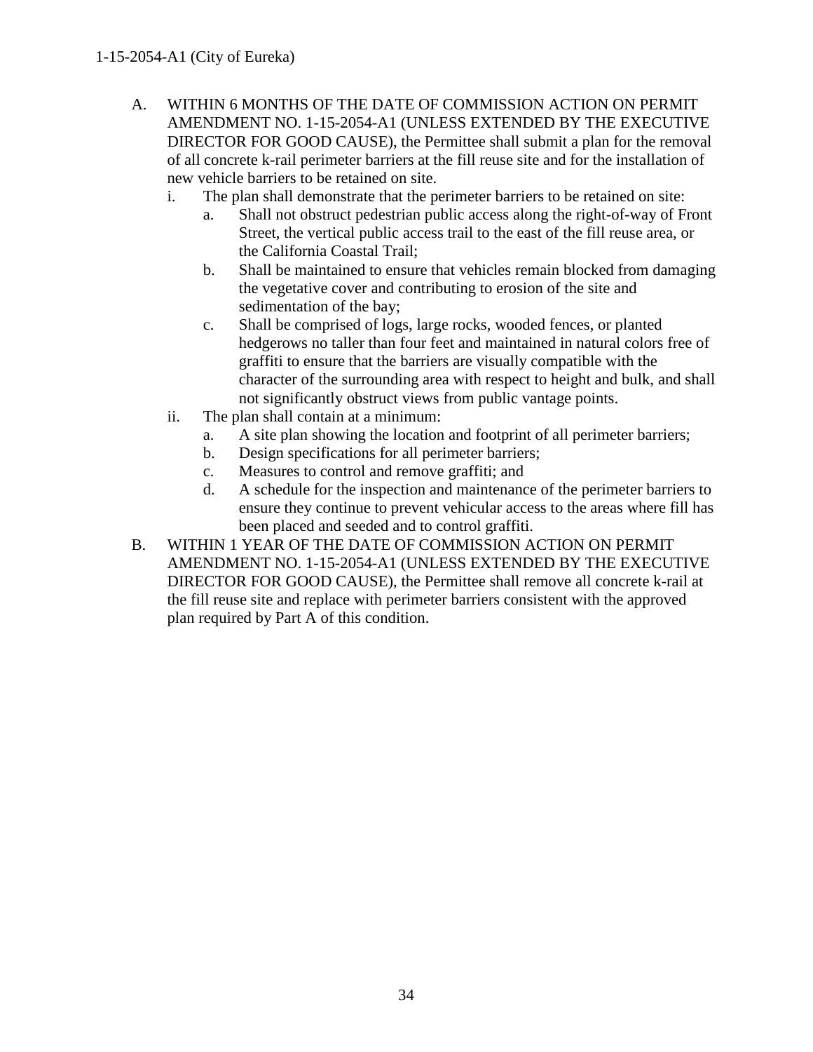A. WITHIN 6 MONTHS OF THE DATE OF COMMISSION ACTION ON PERMIT AMENDMENT NO. 1-15-2054-A1 (UNLESS EXTENDED BY THE EXECUTIVE DIRECTOR FOR GOOD CAUSE), the Permittee shall submit a plan for the removal of all concrete k-rail perimeter barriers at the fill reuse site and for the installation of new vehicle barriers to be retained on site.
   - i. The plan shall demonstrate that the perimeter barriers to be retained on site:
     - a. Shall not obstruct pedestrian public access along the right-of-way of Front Street, the vertical public access trail to the east of the fill reuse area, or the California Coastal Trail;
     - b. Shall be maintained to ensure that vehicles remain blocked from damaging the vegetative cover and contributing to erosion of the site and sedimentation of the bay;
     - c. Shall be comprised of logs, large rocks, wooded fences, or planted hedgerows no taller than four feet and maintained in natural colors free of graffiti to ensure that the barriers are visually compatible with the character of the surrounding area with respect to height and bulk, and shall not significantly obstruct views from public vantage points.
   - ii. The plan shall contain at a minimum:
     - a. A site plan showing the location and footprint of all perimeter barriers;
     - b. Design specifications for all perimeter barriers;
     - c. Measures to control and remove graffiti; and
     - d. A schedule for the inspection and maintenance of the perimeter barriers to ensure they continue to prevent vehicular access to the areas where fill has been placed and seeded and to control graffiti.

B. WITHIN 1 YEAR OF THE DATE OF COMMISSION ACTION ON PERMIT AMENDMENT NO. 1-15-2054-A1 (UNLESS EXTENDED BY THE EXECUTIVE DIRECTOR FOR GOOD CAUSE), the Permittee shall remove all concrete k-rail at the fill reuse site and replace with perimeter barriers consistent with the approved plan required by Part A of this condition.